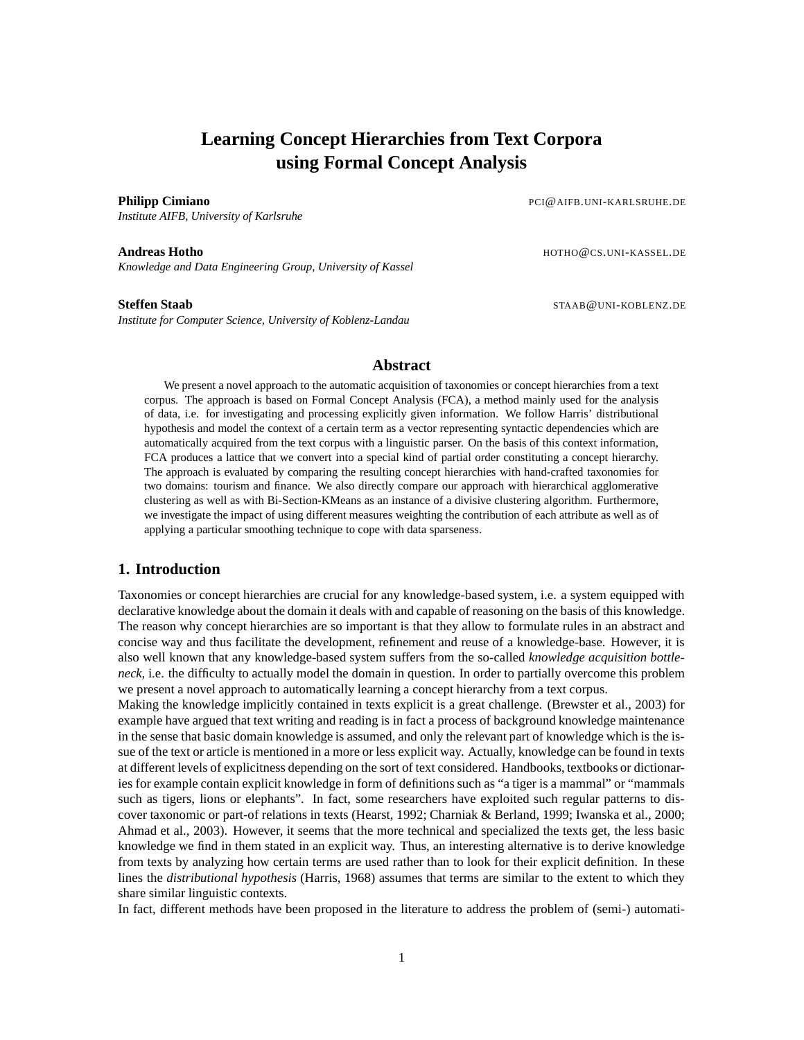# Learning Concept Hierarchies from Text Corpora using Formal Concept Analysis

**Philipp Cimiano** PCI@AIFB.UNI-KARLSRUHE.DE
*Institute AIFB, University of Karlsruhe*

**Andreas Hotho** HOTHO@CS.UNI-KASSEL.DE
*Knowledge and Data Engineering Group, University of Kassel*

**Steffen Staab** STAAB@UNI-KOBLENZ.DE
*Institute for Computer Science, University of Koblenz-Landau*

## Abstract

We present a novel approach to the automatic acquisition of taxonomies or concept hierarchies from a text corpus. The approach is based on Formal Concept Analysis (FCA), a method mainly used for the analysis of data, i.e. for investigating and processing explicitly given information. We follow Harris' distributional hypothesis and model the context of a certain term as a vector representing syntactic dependencies which are automatically acquired from the text corpus with a linguistic parser. On the basis of this context information, FCA produces a lattice that we convert into a special kind of partial order constituting a concept hierarchy. The approach is evaluated by comparing the resulting concept hierarchies with hand-crafted taxonomies for two domains: tourism and finance. We also directly compare our approach with hierarchical agglomerative clustering as well as with Bi-Section-KMeans as an instance of a divisive clustering algorithm. Furthermore, we investigate the impact of using different measures weighting the contribution of each attribute as well as of applying a particular smoothing technique to cope with data sparseness.

## 1. Introduction

Taxonomies or concept hierarchies are crucial for any knowledge-based system, i.e. a system equipped with declarative knowledge about the domain it deals with and capable of reasoning on the basis of this knowledge. The reason why concept hierarchies are so important is that they allow to formulate rules in an abstract and concise way and thus facilitate the development, refinement and reuse of a knowledge-base. However, it is also well known that any knowledge-based system suffers from the so-called *knowledge acquisition bottleneck*, i.e. the difficulty to actually model the domain in question. In order to partially overcome this problem we present a novel approach to automatically learning a concept hierarchy from a text corpus.

Making the knowledge implicitly contained in texts explicit is a great challenge. (Brewster et al., 2003) for example have argued that text writing and reading is in fact a process of background knowledge maintenance in the sense that basic domain knowledge is assumed, and only the relevant part of knowledge which is the issue of the text or article is mentioned in a more or less explicit way. Actually, knowledge can be found in texts at different levels of explicitness depending on the sort of text considered. Handbooks, textbooks or dictionaries for example contain explicit knowledge in form of definitions such as "a tiger is a mammal" or "mammals such as tigers, lions or elephants". In fact, some researchers have exploited such regular patterns to discover taxonomic or part-of relations in texts (Hearst, 1992; Charniak & Berland, 1999; Iwanska et al., 2000; Ahmad et al., 2003). However, it seems that the more technical and specialized the texts get, the less basic knowledge we find in them stated in an explicit way. Thus, an interesting alternative is to derive knowledge from texts by analyzing how certain terms are used rather than to look for their explicit definition. In these lines the *distributional hypothesis* (Harris, 1968) assumes that terms are similar to the extent to which they share similar linguistic contexts.

In fact, different methods have been proposed in the literature to address the problem of (semi-) automati-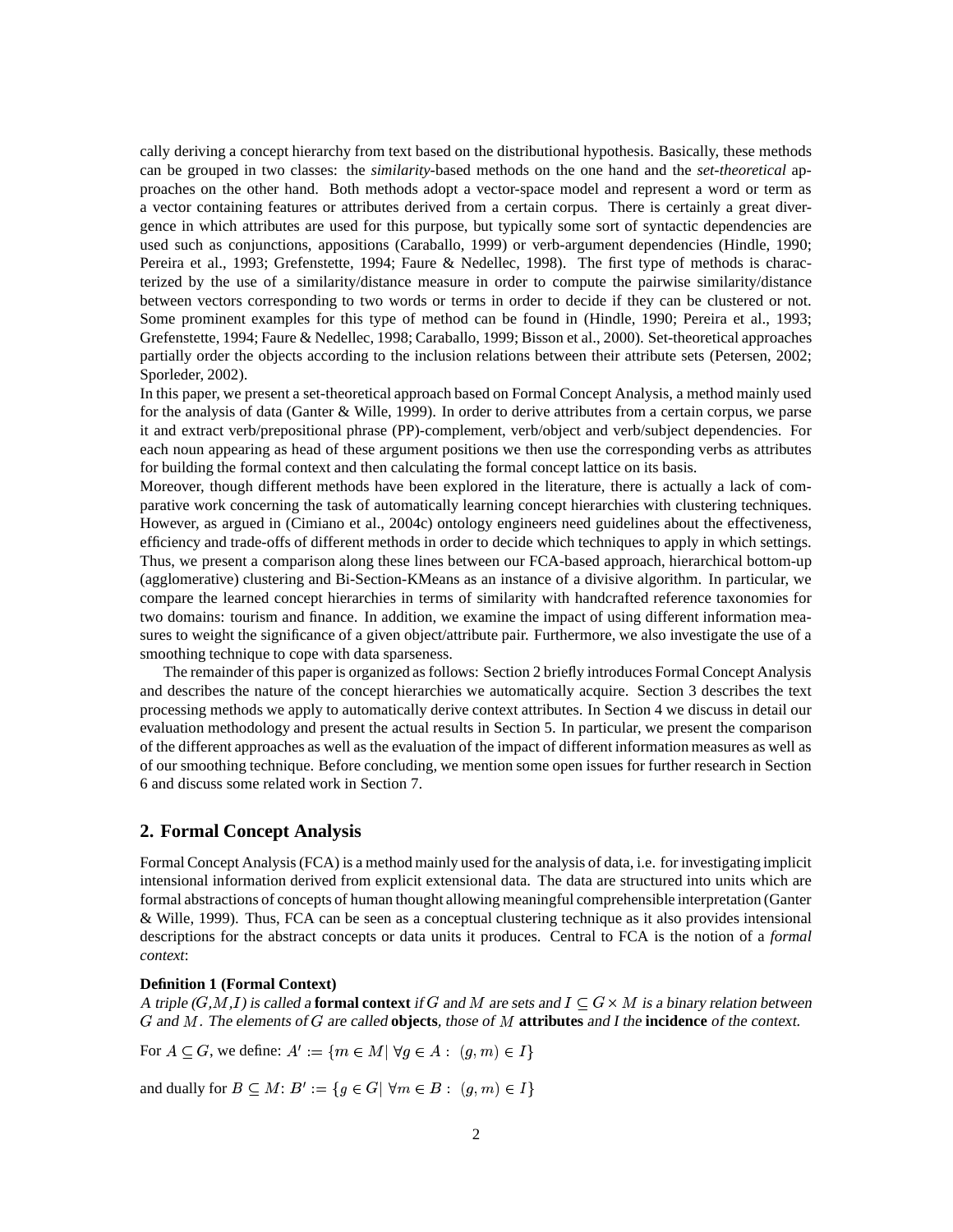cally deriving a concept hierarchy from text based on the distributional hypothesis. Basically, these methods can be grouped in two classes: the *similarity*-based methods on the one hand and the *set-theoretical* approaches on the other hand. Both methods adopt a vector-space model and represent a word or term as a vector containing features or attributes derived from a certain corpus. There is certainly a great divergence in which attributes are used for this purpose, but typically some sort of syntactic dependencies are used such as conjunctions, appositions (Caraballo, 1999) or verb-argument dependencies (Hindle, 1990; Pereira et al., 1993; Grefenstette, 1994; Faure & Nedellec, 1998). The first type of methods is characterized by the use of a similarity/distance measure in order to compute the pairwise similarity/distance between vectors corresponding to two words or terms in order to decide if they can be clustered or not. Some prominent examples for this type of method can be found in (Hindle, 1990; Pereira et al., 1993; Grefenstette, 1994; Faure & Nedellec, 1998; Caraballo, 1999; Bisson et al., 2000). Set-theoretical approaches partially order the objects according to the inclusion relations between their attribute sets (Petersen, 2002; Sporleder, 2002).

In this paper, we present a set-theoretical approach based on Formal Concept Analysis, a method mainly used for the analysis of data (Ganter & Wille, 1999). In order to derive attributes from a certain corpus, we parse it and extract verb/prepositional phrase (PP)-complement, verb/object and verb/subject dependencies. For each noun appearing as head of these argument positions we then use the corresponding verbs as attributes for building the formal context and then calculating the formal concept lattice on its basis.

Moreover, though different methods have been explored in the literature, there is actually a lack of comparative work concerning the task of automatically learning concept hierarchies with clustering techniques. However, as argued in (Cimiano et al., 2004c) ontology engineers need guidelines about the effectiveness, efficiency and trade-offs of different methods in order to decide which techniques to apply in which settings. Thus, we present a comparison along these lines between our FCA-based approach, hierarchical bottom-up (agglomerative) clustering and Bi-Section-KMeans as an instance of a divisive algorithm. In particular, we compare the learned concept hierarchies in terms of similarity with handcrafted reference taxonomies for two domains: tourism and finance. In addition, we examine the impact of using different information measures to weight the significance of a given object/attribute pair. Furthermore, we also investigate the use of a smoothing technique to cope with data sparseness.

The remainder of this paper is organized as follows: Section 2 briefly introduces Formal Concept Analysis and describes the nature of the concept hierarchies we automatically acquire. Section 3 describes the text processing methods we apply to automatically derive context attributes. In Section 4 we discuss in detail our evaluation methodology and present the actual results in Section 5. In particular, we present the comparison of the different approaches as well as the evaluation of the impact of different information measures as well as of our smoothing technique. Before concluding, we mention some open issues for further research in Section 6 and discuss some related work in Section 7.

## 2. Formal Concept Analysis

Formal Concept Analysis (FCA) is a method mainly used for the analysis of data, i.e. for investigating implicit intensional information derived from explicit extensional data. The data are structured into units which are formal abstractions of concepts of human thought allowing meaningful comprehensible interpretation (Ganter & Wille, 1999). Thus, FCA can be seen as a conceptual clustering technique as it also provides intensional descriptions for the abstract concepts or data units it produces. Central to FCA is the notion of a *formal context*:

**Definition 1 (Formal Context)**
*A triple $(G,M,I)$ is called a* **formal context** *if $G$ and $M$ are sets and $I \subseteq G \times M$ is a binary relation between $G$ and $M$. The elements of $G$ are called* **objects***, those of $M$* **attributes** *and $I$ the* **incidence** *of the context.*

For $A \subseteq G$, we define: $A' := \{m \in M | \; \forall g \in A : \; (g,m) \in I\}$

and dually for $B \subseteq M$: $B' := \{g \in G | \; \forall m \in B : \; (g,m) \in I\}$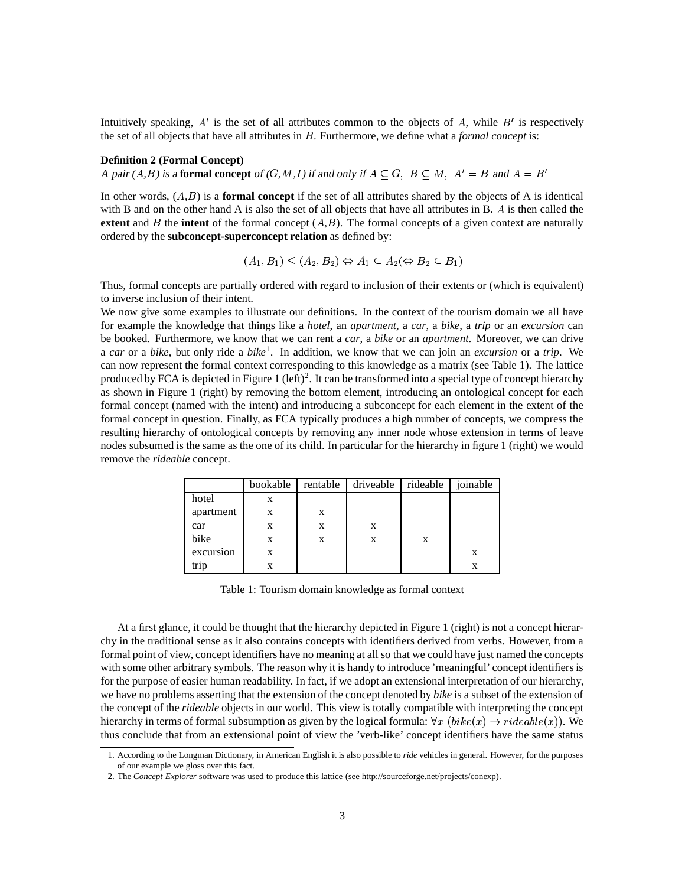Intuitively speaking, $A'$ is the set of all attributes common to the objects of $A$, while $B'$ is respectively the set of all objects that have all attributes in $B$. Furthermore, we define what a *formal concept* is:

**Definition 2 (Formal Concept)**
*A pair (A,B) is a* **formal concept** *of (G,M,I) if and only if* $A \subseteq G,\ B \subseteq M,\ A' = B$ *and* $A = B'$

In other words, $(A,B)$ is a **formal concept** if the set of all attributes shared by the objects of A is identical with B and on the other hand A is also the set of all objects that have all attributes in B. $A$ is then called the **extent** and $B$ the **intent** of the formal concept $(A,B)$. The formal concepts of a given context are naturally ordered by the **subconcept-superconcept relation** as defined by:

$$(A_1, B_1) \leq (A_2, B_2) \Leftrightarrow A_1 \subseteq A_2 (\Leftrightarrow B_2 \subseteq B_1)$$

Thus, formal concepts are partially ordered with regard to inclusion of their extents or (which is equivalent) to inverse inclusion of their intent.
We now give some examples to illustrate our definitions. In the context of the tourism domain we all have for example the knowledge that things like a *hotel*, an *apartment*, a *car*, a *bike*, a *trip* or an *excursion* can be booked. Furthermore, we know that we can rent a *car*, a *bike* or an *apartment*. Moreover, we can drive a *car* or a *bike*, but only ride a *bike*[1]. In addition, we know that we can join an *excursion* or a *trip*. We can now represent the formal context corresponding to this knowledge as a matrix (see Table 1). The lattice produced by FCA is depicted in Figure 1 (left)[2]. It can be transformed into a special type of concept hierarchy as shown in Figure 1 (right) by removing the bottom element, introducing an ontological concept for each formal concept (named with the intent) and introducing a subconcept for each element in the extent of the formal concept in question. Finally, as FCA typically produces a high number of concepts, we compress the resulting hierarchy of ontological concepts by removing any inner node whose extension in terms of leave nodes subsumed is the same as the one of its child. In particular for the hierarchy in figure 1 (right) we would remove the *rideable* concept.

| | bookable | rentable | driveable | rideable | joinable |
|---|---|---|---|---|---|
| hotel | x | | | | |
| apartment | x | x | | | |
| car | x | x | x | | |
| bike | x | x | x | x | |
| excursion | x | | | | x |
| trip | x | | | | x |

Table 1: Tourism domain knowledge as formal context

At a first glance, it could be thought that the hierarchy depicted in Figure 1 (right) is not a concept hierarchy in the traditional sense as it also contains concepts with identifiers derived from verbs. However, from a formal point of view, concept identifiers have no meaning at all so that we could have just named the concepts with some other arbitrary symbols. The reason why it is handy to introduce 'meaningful' concept identifiers is for the purpose of easier human readability. In fact, if we adopt an extensional interpretation of our hierarchy, we have no problems asserting that the extension of the concept denoted by *bike* is a subset of the extension of the concept of the *rideable* objects in our world. This view is totally compatible with interpreting the concept hierarchy in terms of formal subsumption as given by the logical formula: $\forall x\ (bike(x) \rightarrow rideable(x))$. We thus conclude that from an extensional point of view the 'verb-like' concept identifiers have the same status

1. According to the Longman Dictionary, in American English it is also possible to *ride* vehicles in general. However, for the purposes of our example we gloss over this fact.
2. The *Concept Explorer* software was used to produce this lattice (see http://sourceforge.net/projects/conexp).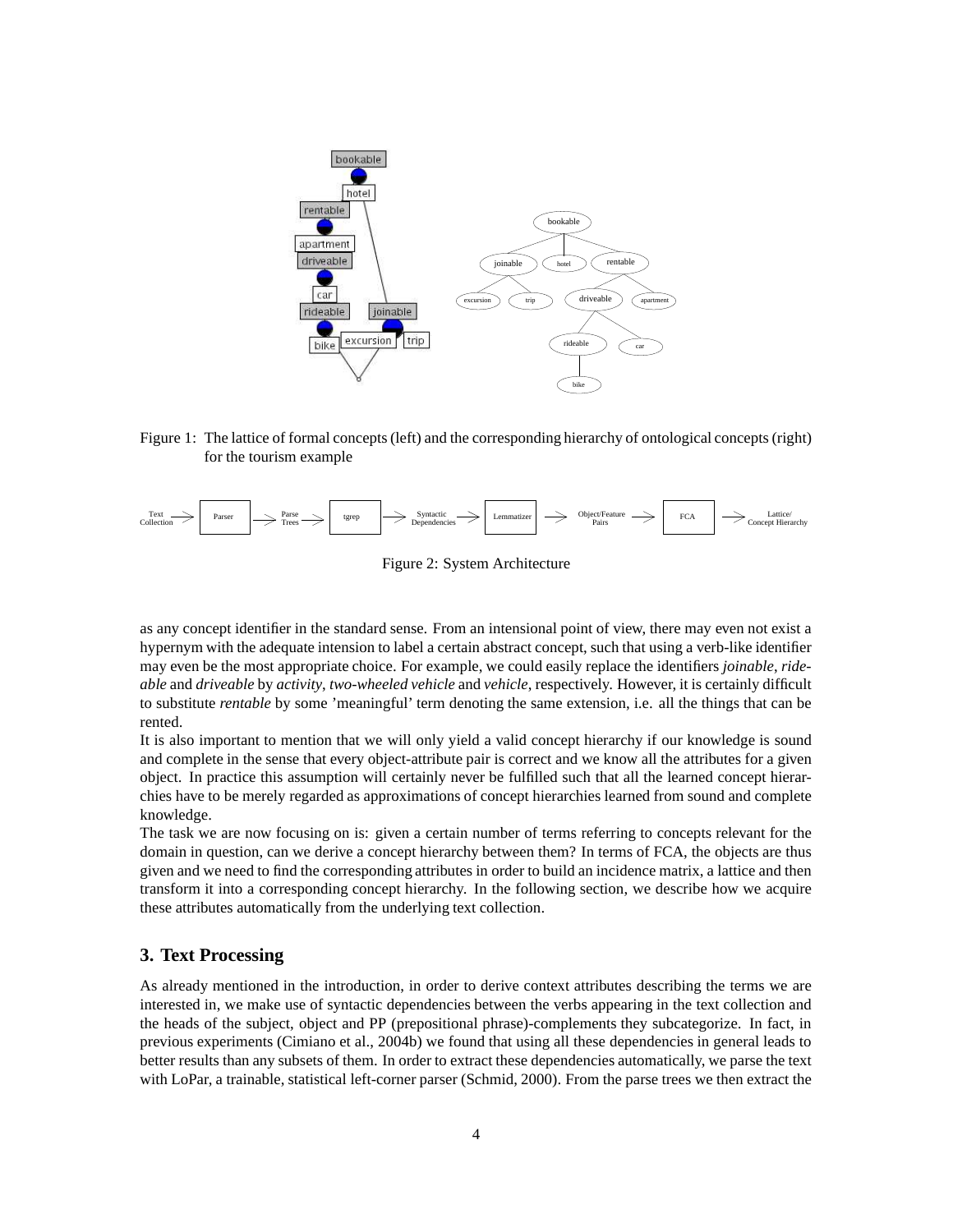Figure 1: The lattice of formal concepts (left) and the corresponding hierarchy of ontological concepts (right) for the tourism example

Figure 2: System Architecture

as any concept identifier in the standard sense. From an intensional point of view, there may even not exist a hypernym with the adequate intension to label a certain abstract concept, such that using a verb-like identifier may even be the most appropriate choice. For example, we could easily replace the identifiers *joinable*, *rideable* and *driveable* by *activity*, *two-wheeled vehicle* and *vehicle*, respectively. However, it is certainly difficult to substitute *rentable* by some 'meaningful' term denoting the same extension, i.e. all the things that can be rented.

It is also important to mention that we will only yield a valid concept hierarchy if our knowledge is sound and complete in the sense that every object-attribute pair is correct and we know all the attributes for a given object. In practice this assumption will certainly never be fulfilled such that all the learned concept hierarchies have to be merely regarded as approximations of concept hierarchies learned from sound and complete knowledge.

The task we are now focusing on is: given a certain number of terms referring to concepts relevant for the domain in question, can we derive a concept hierarchy between them? In terms of FCA, the objects are thus given and we need to find the corresponding attributes in order to build an incidence matrix, a lattice and then transform it into a corresponding concept hierarchy. In the following section, we describe how we acquire these attributes automatically from the underlying text collection.

## 3. Text Processing

As already mentioned in the introduction, in order to derive context attributes describing the terms we are interested in, we make use of syntactic dependencies between the verbs appearing in the text collection and the heads of the subject, object and PP (prepositional phrase)-complements they subcategorize. In fact, in previous experiments (Cimiano et al., 2004b) we found that using all these dependencies in general leads to better results than any subsets of them. In order to extract these dependencies automatically, we parse the text with LoPar, a trainable, statistical left-corner parser (Schmid, 2000). From the parse trees we then extract the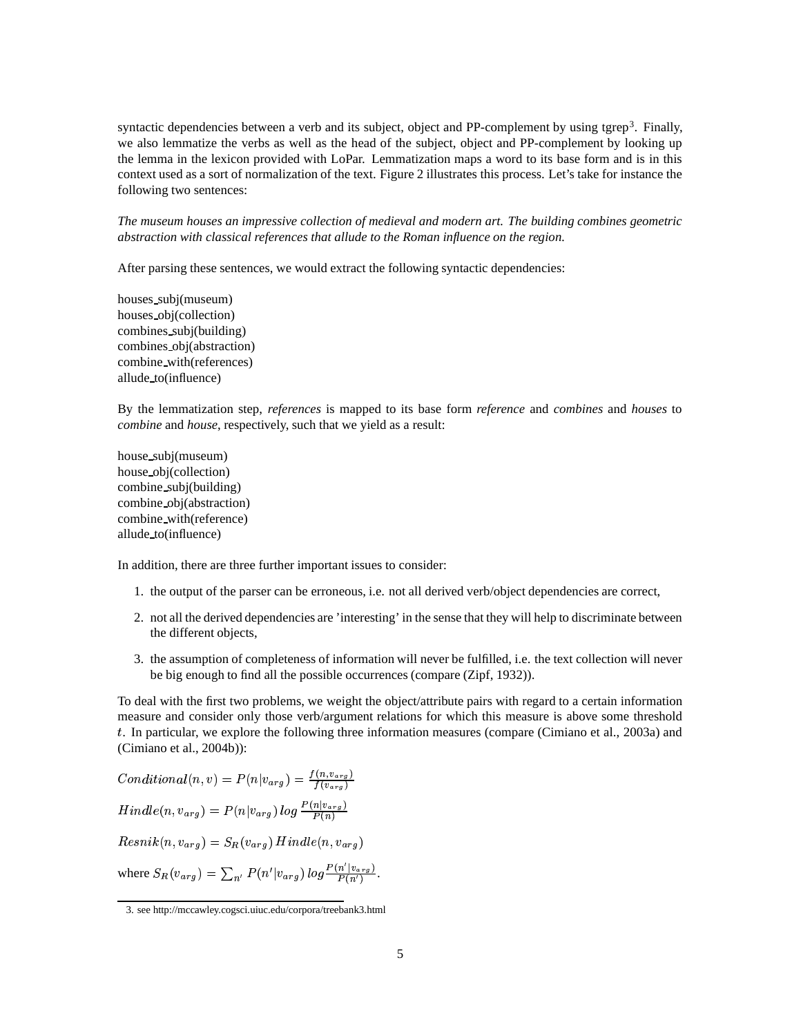syntactic dependencies between a verb and its subject, object and PP-complement by using tgrep[3]. Finally, we also lemmatize the verbs as well as the head of the subject, object and PP-complement by looking up the lemma in the lexicon provided with LoPar. Lemmatization maps a word to its base form and is in this context used as a sort of normalization of the text. Figure 2 illustrates this process. Let's take for instance the following two sentences:

*The museum houses an impressive collection of medieval and modern art. The building combines geometric abstraction with classical references that allude to the Roman influence on the region.*

After parsing these sentences, we would extract the following syntactic dependencies:

houses_subj(museum)
houses_obj(collection)
combines_subj(building)
combines_obj(abstraction)
combine_with(references)
allude_to(influence)

By the lemmatization step, *references* is mapped to its base form *reference* and *combines* and *houses* to *combine* and *house*, respectively, such that we yield as a result:

house_subj(museum)
house_obj(collection)
combine_subj(building)
combine_obj(abstraction)
combine_with(reference)
allude_to(influence)

In addition, there are three further important issues to consider:

1. the output of the parser can be erroneous, i.e. not all derived verb/object dependencies are correct,
2. not all the derived dependencies are 'interesting' in the sense that they will help to discriminate between the different objects,
3. the assumption of completeness of information will never be fulfilled, i.e. the text collection will never be big enough to find all the possible occurrences (compare (Zipf, 1932)).

To deal with the first two problems, we weight the object/attribute pairs with regard to a certain information measure and consider only those verb/argument relations for which this measure is above some threshold $t$. In particular, we explore the following three information measures (compare (Cimiano et al., 2003a) and (Cimiano et al., 2004b)):

$$Conditional(n, v) = P(n|v_{arg}) = \frac{f(n, v_{arg})}{f(v_{arg})}$$

$$Hindle(n, v_{arg}) = P(n|v_{arg})\, log\, \frac{P(n|v_{arg})}{P(n)}$$

$$Resnik(n, v_{arg}) = S_R(v_{arg})\, Hindle(n, v_{arg})$$

where $S_R(v_{arg}) = \sum_{n'} P(n'|v_{arg})\, log \frac{P(n'|v_{arg})}{P(n')}$.

3. see http://mccawley.cogsci.uiuc.edu/corpora/treebank3.html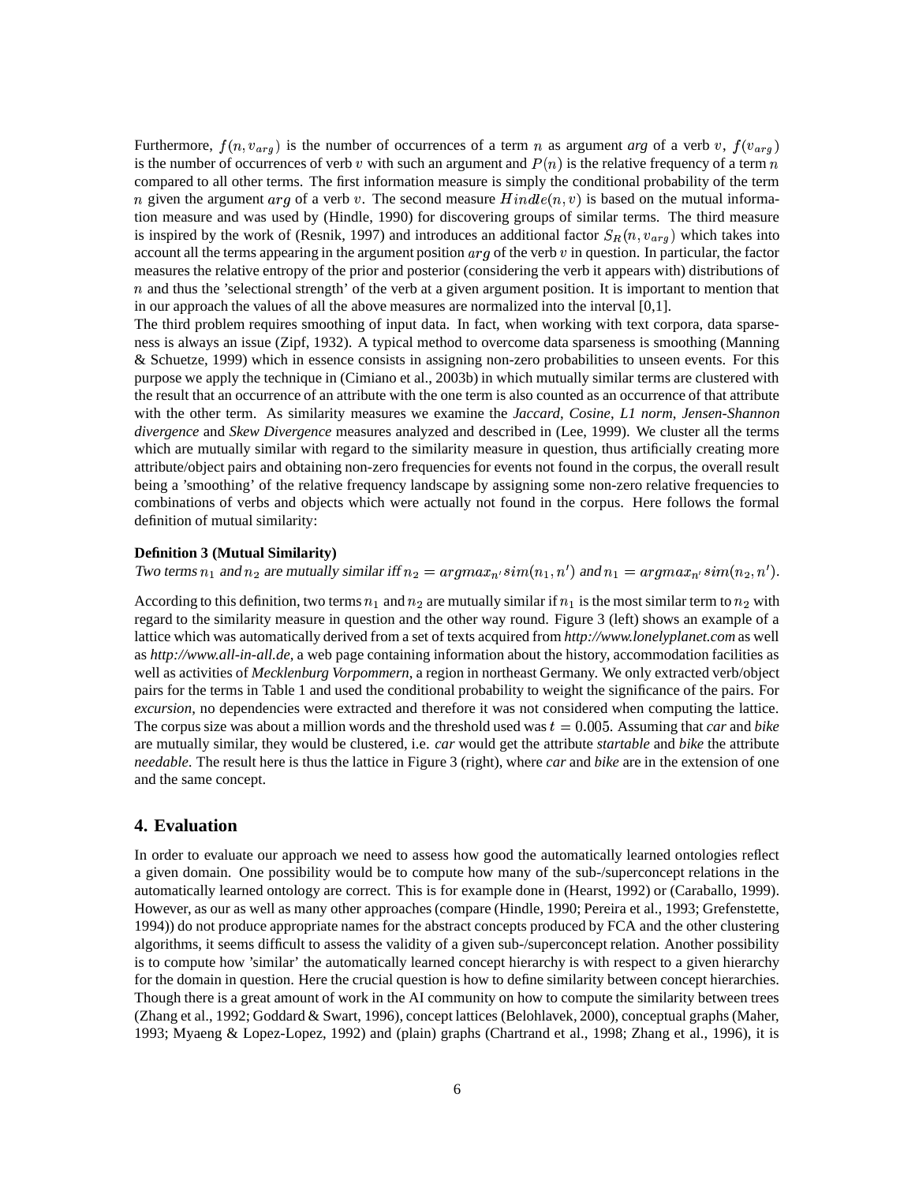Furthermore, $f(n, v_{arg})$ is the number of occurrences of a term $n$ as argument *arg* of a verb $v$, $f(v_{arg})$ is the number of occurrences of verb $v$ with such an argument and $P(n)$ is the relative frequency of a term $n$ compared to all other terms. The first information measure is simply the conditional probability of the term $n$ given the argument $arg$ of a verb $v$. The second measure $Hindle(n, v)$ is based on the mutual information measure and was used by (Hindle, 1990) for discovering groups of similar terms. The third measure is inspired by the work of (Resnik, 1997) and introduces an additional factor $S_R(n, v_{arg})$ which takes into account all the terms appearing in the argument position $arg$ of the verb $v$ in question. In particular, the factor measures the relative entropy of the prior and posterior (considering the verb it appears with) distributions of $n$ and thus the 'selectional strength' of the verb at a given argument position. It is important to mention that in our approach the values of all the above measures are normalized into the interval [0,1].

The third problem requires smoothing of input data. In fact, when working with text corpora, data sparseness is always an issue (Zipf, 1932). A typical method to overcome data sparseness is smoothing (Manning & Schuetze, 1999) which in essence consists in assigning non-zero probabilities to unseen events. For this purpose we apply the technique in (Cimiano et al., 2003b) in which mutually similar terms are clustered with the result that an occurrence of an attribute with the one term is also counted as an occurrence of that attribute with the other term. As similarity measures we examine the *Jaccard*, *Cosine*, *L1 norm*, *Jensen-Shannon divergence* and *Skew Divergence* measures analyzed and described in (Lee, 1999). We cluster all the terms which are mutually similar with regard to the similarity measure in question, thus artificially creating more attribute/object pairs and obtaining non-zero frequencies for events not found in the corpus, the overall result being a 'smoothing' of the relative frequency landscape by assigning some non-zero relative frequencies to combinations of verbs and objects which were actually not found in the corpus. Here follows the formal definition of mutual similarity:

**Definition 3 (Mutual Similarity)**
*Two terms* $n_1$ *and* $n_2$ *are mutually similar iff* $n_2 = argmax_{n'} sim(n_1, n')$ *and* $n_1 = argmax_{n'} sim(n_2, n')$.

According to this definition, two terms $n_1$ and $n_2$ are mutually similar if $n_1$ is the most similar term to $n_2$ with regard to the similarity measure in question and the other way round. Figure 3 (left) shows an example of a lattice which was automatically derived from a set of texts acquired from *http://www.lonelyplanet.com* as well as *http://www.all-in-all.de*, a web page containing information about the history, accommodation facilities as well as activities of *Mecklenburg Vorpommern*, a region in northeast Germany. We only extracted verb/object pairs for the terms in Table 1 and used the conditional probability to weight the significance of the pairs. For *excursion*, no dependencies were extracted and therefore it was not considered when computing the lattice. The corpus size was about a million words and the threshold used was $t = 0.005$. Assuming that *car* and *bike* are mutually similar, they would be clustered, i.e. *car* would get the attribute *startable* and *bike* the attribute *needable*. The result here is thus the lattice in Figure 3 (right), where *car* and *bike* are in the extension of one and the same concept.

## 4. Evaluation

In order to evaluate our approach we need to assess how good the automatically learned ontologies reflect a given domain. One possibility would be to compute how many of the sub-/superconcept relations in the automatically learned ontology are correct. This is for example done in (Hearst, 1992) or (Caraballo, 1999). However, as our as well as many other approaches (compare (Hindle, 1990; Pereira et al., 1993; Grefenstette, 1994)) do not produce appropriate names for the abstract concepts produced by FCA and the other clustering algorithms, it seems difficult to assess the validity of a given sub-/superconcept relation. Another possibility is to compute how 'similar' the automatically learned concept hierarchy is with respect to a given hierarchy for the domain in question. Here the crucial question is how to define similarity between concept hierarchies. Though there is a great amount of work in the AI community on how to compute the similarity between trees (Zhang et al., 1992; Goddard & Swart, 1996), concept lattices (Belohlavek, 2000), conceptual graphs (Maher, 1993; Myaeng & Lopez-Lopez, 1992) and (plain) graphs (Chartrand et al., 1998; Zhang et al., 1996), it is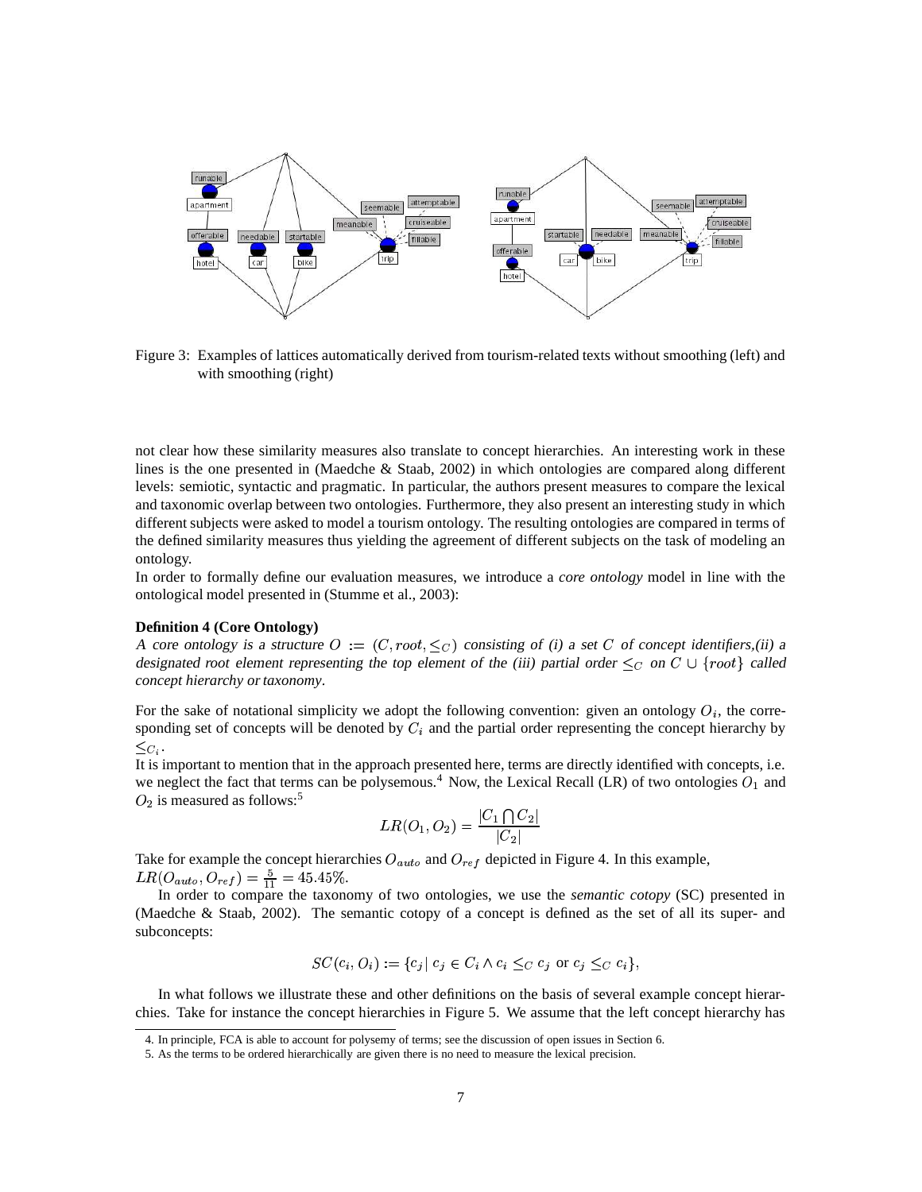Figure 3: Examples of lattices automatically derived from tourism-related texts without smoothing (left) and with smoothing (right)

not clear how these similarity measures also translate to concept hierarchies. An interesting work in these lines is the one presented in (Maedche & Staab, 2002) in which ontologies are compared along different levels: semiotic, syntactic and pragmatic. In particular, the authors present measures to compare the lexical and taxonomic overlap between two ontologies. Furthermore, they also present an interesting study in which different subjects were asked to model a tourism ontology. The resulting ontologies are compared in terms of the defined similarity measures thus yielding the agreement of different subjects on the task of modeling an ontology.

In order to formally define our evaluation measures, we introduce a *core ontology* model in line with the ontological model presented in (Stumme et al., 2003):

**Definition 4 (Core Ontology)**
*A core ontology is a structure $O := (C, root, \leq_C)$ consisting of (i) a set $C$ of concept identifiers,(ii) a designated root element representing the top element of the (iii) partial order $\leq_C$ on $C \cup \{root\}$ called concept hierarchy or taxonomy.*

For the sake of notational simplicity we adopt the following convention: given an ontology $O_i$, the corresponding set of concepts will be denoted by $C_i$ and the partial order representing the concept hierarchy by $\leq_{C_i}$.

It is important to mention that in the approach presented here, terms are directly identified with concepts, i.e. we neglect the fact that terms can be polysemous.[4] Now, the Lexical Recall (LR) of two ontologies $O_1$ and $O_2$ is measured as follows:[5]

$$LR(O_1, O_2) = \frac{|C_1 \bigcap C_2|}{|C_2|}$$

Take for example the concept hierarchies $O_{auto}$ and $O_{ref}$ depicted in Figure 4. In this example, $LR(O_{auto}, O_{ref}) = \frac{5}{11} = 45.45\%$.

In order to compare the taxonomy of two ontologies, we use the *semantic cotopy* (SC) presented in (Maedche & Staab, 2002). The semantic cotopy of a concept is defined as the set of all its super- and subconcepts:

$$SC(c_i, O_i) := \{c_j | \; c_j \in C_i \wedge c_i \leq_C c_j \text{ or } c_j \leq_C c_i\},$$

In what follows we illustrate these and other definitions on the basis of several example concept hierarchies. Take for instance the concept hierarchies in Figure 5. We assume that the left concept hierarchy has

4. In principle, FCA is able to account for polysemy of terms; see the discussion of open issues in Section 6.

5. As the terms to be ordered hierarchically are given there is no need to measure the lexical precision.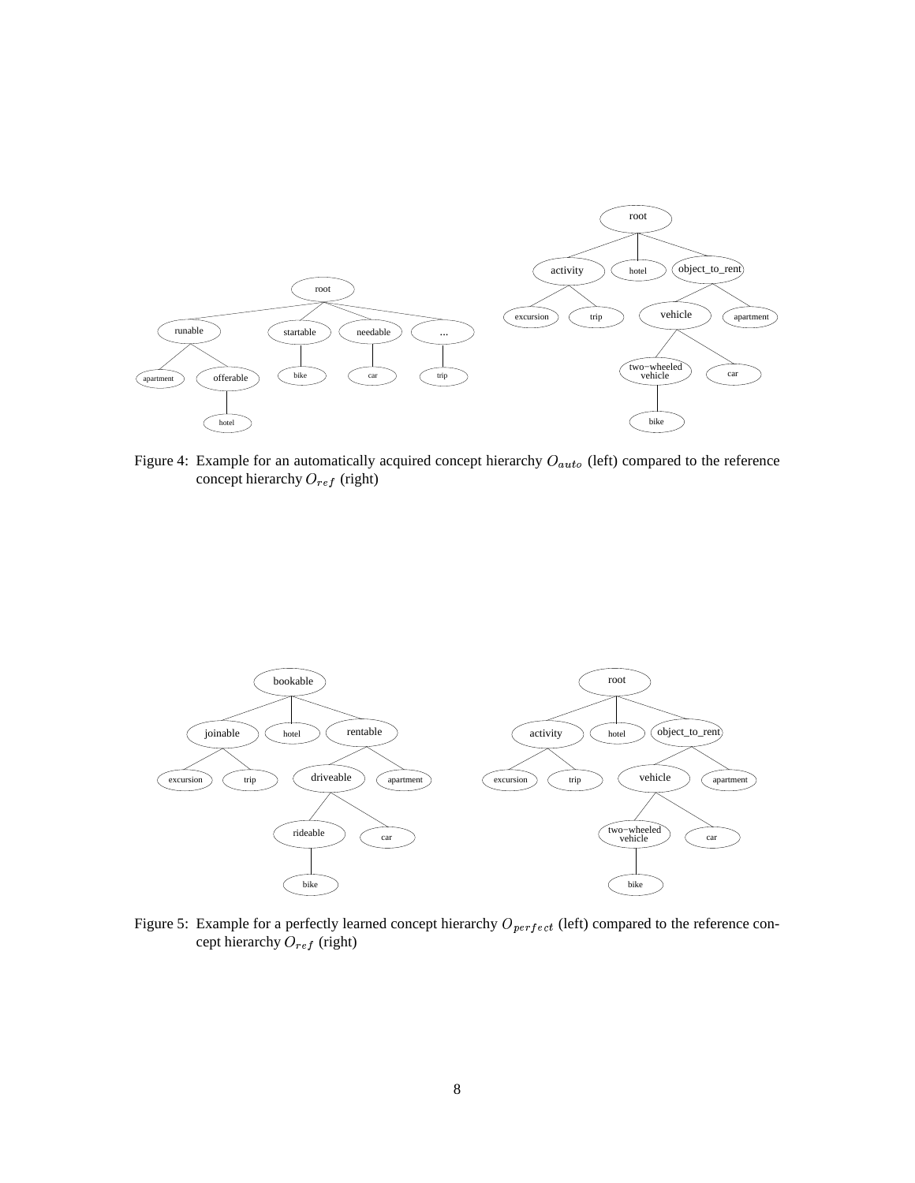Figure 4: Example for an automatically acquired concept hierarchy $O_{auto}$ (left) compared to the reference concept hierarchy $O_{ref}$ (right)

Figure 5: Example for a perfectly learned concept hierarchy $O_{perfect}$ (left) compared to the reference concept hierarchy $O_{ref}$ (right)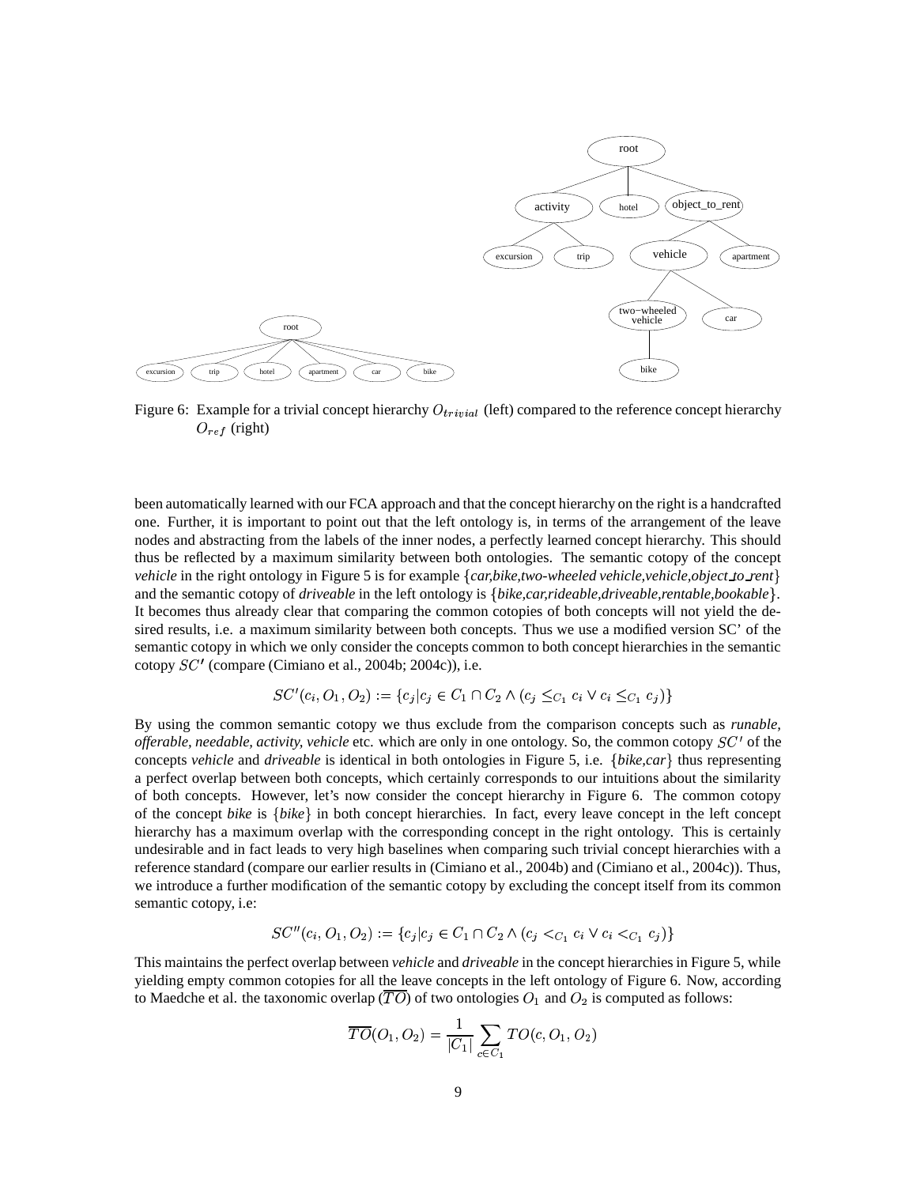Figure 6: Example for a trivial concept hierarchy $O_{trivial}$ (left) compared to the reference concept hierarchy $O_{ref}$ (right)

been automatically learned with our FCA approach and that the concept hierarchy on the right is a handcrafted one. Further, it is important to point out that the left ontology is, in terms of the arrangement of the leave nodes and abstracting from the labels of the inner nodes, a perfectly learned concept hierarchy. This should thus be reflected by a maximum similarity between both ontologies. The semantic cotopy of the concept *vehicle* in the right ontology in Figure 5 is for example {*car,bike,two-wheeled vehicle,vehicle,object_to_rent*} and the semantic cotopy of *driveable* in the left ontology is {*bike,car,rideable,driveable,rentable,bookable*}. It becomes thus already clear that comparing the common cotopies of both concepts will not yield the desired results, i.e. a maximum similarity between both concepts. Thus we use a modified version SC' of the semantic cotopy in which we only consider the concepts common to both concept hierarchies in the semantic cotopy $SC'$ (compare (Cimiano et al., 2004b; 2004c)), i.e.

$$SC'(c_i, O_1, O_2) := \{c_j | c_j \in C_1 \cap C_2 \wedge (c_j \leq_{C_1} c_i \vee c_i \leq_{C_1} c_j)\}$$

By using the common semantic cotopy we thus exclude from the comparison concepts such as *runable, offerable, needable, activity, vehicle* etc. which are only in one ontology. So, the common cotopy $SC'$ of the concepts *vehicle* and *driveable* is identical in both ontologies in Figure 5, i.e. {*bike,car*} thus representing a perfect overlap between both concepts, which certainly corresponds to our intuitions about the similarity of both concepts. However, let's now consider the concept hierarchy in Figure 6. The common cotopy of the concept *bike* is {*bike*} in both concept hierarchies. In fact, every leave concept in the left concept hierarchy has a maximum overlap with the corresponding concept in the right ontology. This is certainly undesirable and in fact leads to very high baselines when comparing such trivial concept hierarchies with a reference standard (compare our earlier results in (Cimiano et al., 2004b) and (Cimiano et al., 2004c)). Thus, we introduce a further modification of the semantic cotopy by excluding the concept itself from its common semantic cotopy, i.e:

$$SC''(c_i, O_1, O_2) := \{c_j | c_j \in C_1 \cap C_2 \wedge (c_j <_{C_1} c_i \vee c_i <_{C_1} c_j)\}$$

This maintains the perfect overlap between *vehicle* and *driveable* in the concept hierarchies in Figure 5, while yielding empty common cotopies for all the leave concepts in the left ontology of Figure 6. Now, according to Maedche et al. the taxonomic overlap ($\overline{TO}$) of two ontologies $O_1$ and $O_2$ is computed as follows:

$$\overline{TO}(O_1, O_2) = \frac{1}{|C_1|} \sum_{c \in C_1} TO(c, O_1, O_2)$$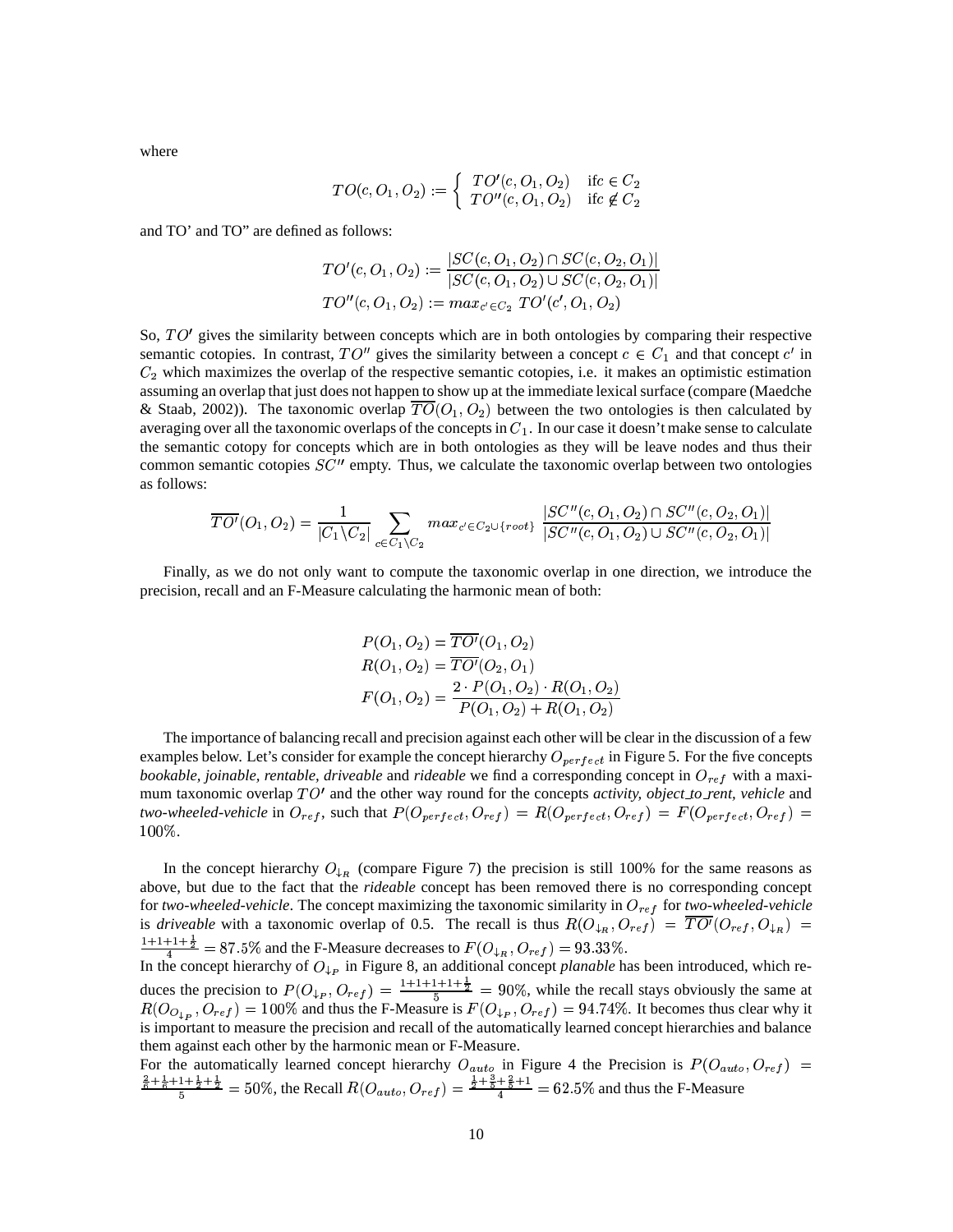where

$$TO(c, O_1, O_2) := \begin{cases} TO'(c, O_1, O_2) & \text{if} c \in C_2 \\ TO''(c, O_1, O_2) & \text{if} c \notin C_2 \end{cases}$$

and TO' and TO" are defined as follows:

$$TO'(c, O_1, O_2) := \frac{|SC(c, O_1, O_2) \cap SC(c, O_2, O_1)|}{|SC(c, O_1, O_2) \cup SC(c, O_2, O_1)|}$$

$$TO''(c, O_1, O_2) := max_{c' \in C_2}\ TO'(c', O_1, O_2)$$

So, $TO'$ gives the similarity between concepts which are in both ontologies by comparing their respective semantic cotopies. In contrast, $TO''$ gives the similarity between a concept $c \in C_1$ and that concept $c'$ in $C_2$ which maximizes the overlap of the respective semantic cotopies, i.e. it makes an optimistic estimation assuming an overlap that just does not happen to show up at the immediate lexical surface (compare (Maedche & Staab, 2002)). The taxonomic overlap $\overline{TO}(O_1, O_2)$ between the two ontologies is then calculated by averaging over all the taxonomic overlaps of the concepts in $C_1$. In our case it doesn't make sense to calculate the semantic cotopy for concepts which are in both ontologies as they will be leave nodes and thus their common semantic cotopies $SC''$ empty. Thus, we calculate the taxonomic overlap between two ontologies as follows:

$$\overline{TO'}(O_1, O_2) = \frac{1}{|C_1 \backslash C_2|} \sum_{c \in C_1 \backslash C_2} max_{c' \in C_2 \cup \{root\}} \frac{|SC''(c, O_1, O_2) \cap SC''(c, O_2, O_1)|}{|SC''(c, O_1, O_2) \cup SC''(c, O_2, O_1)|}$$

Finally, as we do not only want to compute the taxonomic overlap in one direction, we introduce the precision, recall and an F-Measure calculating the harmonic mean of both:

$$P(O_1, O_2) = \overline{TO'}(O_1, O_2)$$

$$R(O_1, O_2) = \overline{TO'}(O_2, O_1)$$

$$F(O_1, O_2) = \frac{2 \cdot P(O_1, O_2) \cdot R(O_1, O_2)}{P(O_1, O_2) + R(O_1, O_2)}$$

The importance of balancing recall and precision against each other will be clear in the discussion of a few examples below. Let's consider for example the concept hierarchy $O_{perfect}$ in Figure 5. For the five concepts *bookable, joinable, rentable, driveable* and *rideable* we find a corresponding concept in $O_{ref}$ with a maximum taxonomic overlap $TO'$ and the other way round for the concepts *activity, object_to_rent, vehicle* and *two-wheeled-vehicle* in $O_{ref}$, such that $P(O_{perfect}, O_{ref}) = R(O_{perfect}, O_{ref}) = F(O_{perfect}, O_{ref}) = 100\%$.

In the concept hierarchy $O_{\downarrow_R}$ (compare Figure 7) the precision is still 100% for the same reasons as above, but due to the fact that the *rideable* concept has been removed there is no corresponding concept for *two-wheeled-vehicle*. The concept maximizing the taxonomic similarity in $O_{ref}$ for *two-wheeled-vehicle* is *driveable* with a taxonomic overlap of 0.5. The recall is thus $R(O_{\downarrow_R}, O_{ref}) = \overline{TO'}(O_{ref}, O_{\downarrow_R}) = \frac{1+1+1+\frac{1}{2}}{4} = 87.5\%$ and the F-Measure decreases to $F(O_{\downarrow_R}, O_{ref}) = 93.33\%$.
In the concept hierarchy of $O_{\downarrow_P}$ in Figure 8, an additional concept *planable* has been introduced, which reduces the precision to $P(O_{\downarrow_P}, O_{ref}) = \frac{1+1+1+1+\frac{1}{2}}{5} = 90\%$, while the recall stays obviously the same at $R(O_{O_{\downarrow_P}}, O_{ref}) = 100\%$ and thus the F-Measure is $F(O_{\downarrow_P}, O_{ref}) = 94.74\%$. It becomes thus clear why it is important to measure the precision and recall of the automatically learned concept hierarchies and balance them against each other by the harmonic mean or F-Measure.
For the automatically learned concept hierarchy $O_{auto}$ in Figure 4 the Precision is $P(O_{auto}, O_{ref}) = \frac{\frac{2}{6}+\frac{1}{6}+1+\frac{1}{2}+\frac{1}{2}}{5} = 50\%$, the Recall $R(O_{auto}, O_{ref}) = \frac{\frac{1}{2}+\frac{3}{5}+\frac{2}{5}+1}{4} = 62.5\%$ and thus the F-Measure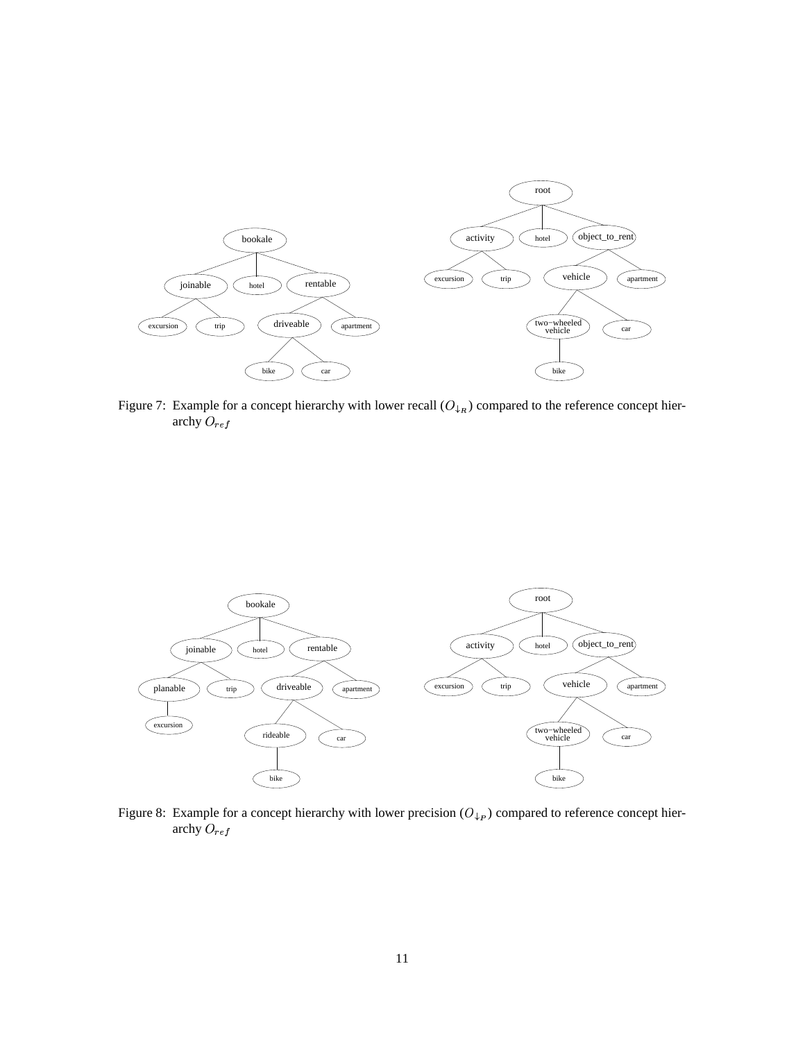Figure 7: Example for a concept hierarchy with lower recall ($O_{\downarrow_R}$) compared to the reference concept hierarchy $O_{ref}$

Figure 8: Example for a concept hierarchy with lower precision ($O_{\downarrow_P}$) compared to reference concept hierarchy $O_{ref}$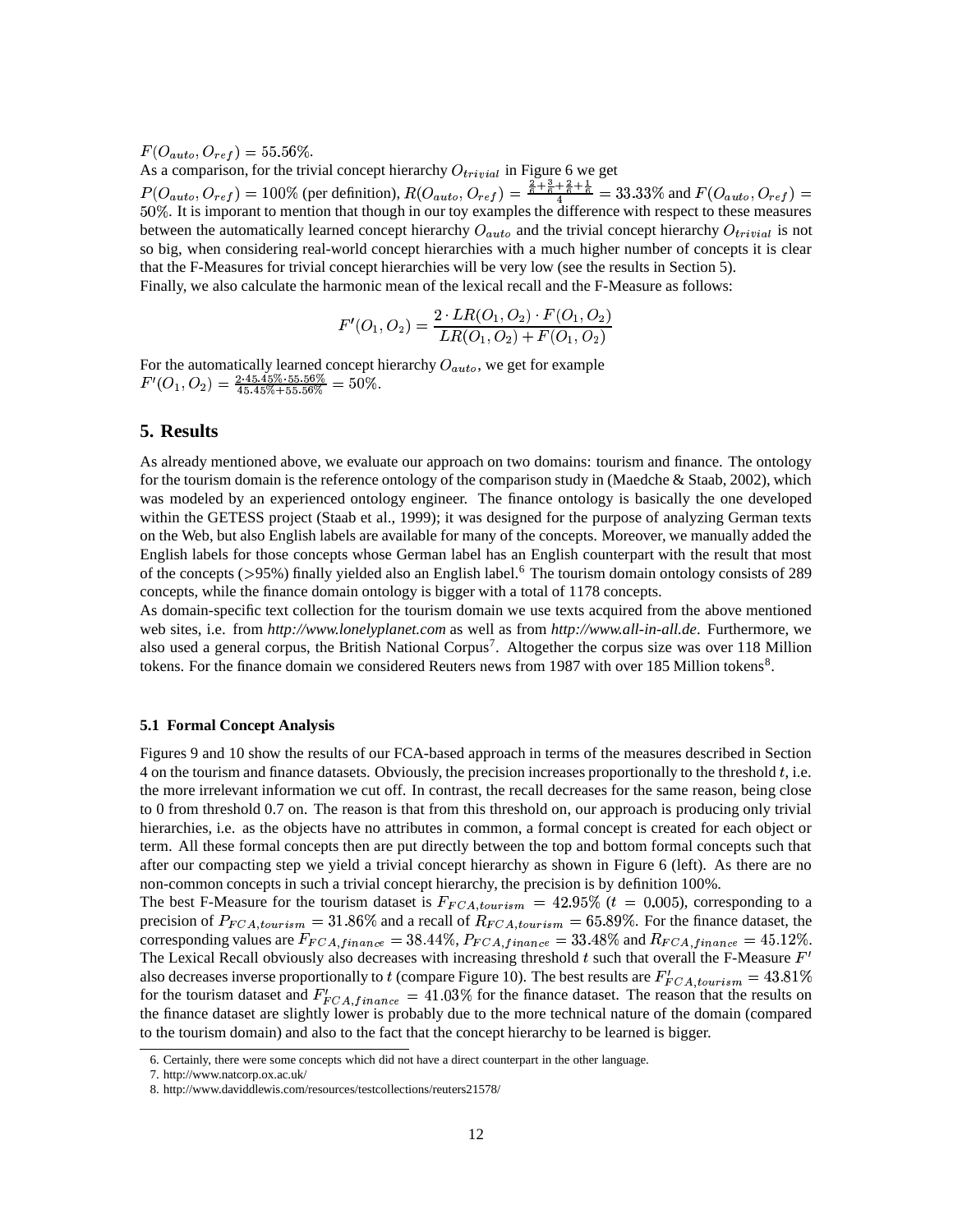$F(O_{auto}, O_{ref}) = 55.56\%$.

As a comparison, for the trivial concept hierarchy $O_{trivial}$ in Figure 6 we get $P(O_{auto}, O_{ref}) = 100\%$ (per definition), $R(O_{auto}, O_{ref}) = \frac{\frac{2}{6}+\frac{3}{6}+\frac{2}{6}+\frac{1}{6}}{4} = 33.33\%$ and $F(O_{auto}, O_{ref}) = 50\%$. It is imporant to mention that though in our toy examples the difference with respect to these measures between the automatically learned concept hierarchy $O_{auto}$ and the trivial concept hierarchy $O_{trivial}$ is not so big, when considering real-world concept hierarchies with a much higher number of concepts it is clear that the F-Measures for trivial concept hierarchies will be very low (see the results in Section 5).

Finally, we also calculate the harmonic mean of the lexical recall and the F-Measure as follows:

$$F'(O_1, O_2) = \frac{2 \cdot LR(O_1, O_2) \cdot F(O_1, O_2)}{LR(O_1, O_2) + F(O_1, O_2)}$$

For the automatically learned concept hierarchy $O_{auto}$, we get for example $F'(O_1, O_2) = \frac{2 \cdot 45.45\% \cdot 55.56\%}{45.45\% + 55.56\%} = 50\%$.

## 5. Results

As already mentioned above, we evaluate our approach on two domains: tourism and finance. The ontology for the tourism domain is the reference ontology of the comparison study in (Maedche & Staab, 2002), which was modeled by an experienced ontology engineer. The finance ontology is basically the one developed within the GETESS project (Staab et al., 1999); it was designed for the purpose of analyzing German texts on the Web, but also English labels are available for many of the concepts. Moreover, we manually added the English labels for those concepts whose German label has an English counterpart with the result that most of the concepts (>95%) finally yielded also an English label.[6] The tourism domain ontology consists of 289 concepts, while the finance domain ontology is bigger with a total of 1178 concepts.

As domain-specific text collection for the tourism domain we use texts acquired from the above mentioned web sites, i.e. from *http://www.lonelyplanet.com* as well as from *http://www.all-in-all.de*. Furthermore, we also used a general corpus, the British National Corpus[7]. Altogether the corpus size was over 118 Million tokens. For the finance domain we considered Reuters news from 1987 with over 185 Million tokens[8].

### 5.1 Formal Concept Analysis

Figures 9 and 10 show the results of our FCA-based approach in terms of the measures described in Section 4 on the tourism and finance datasets. Obviously, the precision increases proportionally to the threshold $t$, i.e. the more irrelevant information we cut off. In contrast, the recall decreases for the same reason, being close to 0 from threshold 0.7 on. The reason is that from this threshold on, our approach is producing only trivial hierarchies, i.e. as the objects have no attributes in common, a formal concept is created for each object or term. All these formal concepts then are put directly between the top and bottom formal concepts such that after our compacting step we yield a trivial concept hierarchy as shown in Figure 6 (left). As there are no non-common concepts in such a trivial concept hierarchy, the precision is by definition 100%.

The best F-Measure for the tourism dataset is $F_{FCA,tourism} = 42.95\%$ ($t = 0.005$), corresponding to a precision of $P_{FCA,tourism} = 31.86\%$ and a recall of $R_{FCA,tourism} = 65.89\%$. For the finance dataset, the corresponding values are $F_{FCA,finance} = 38.44\%$, $P_{FCA,finance} = 33.48\%$ and $R_{FCA,finance} = 45.12\%$. The Lexical Recall obviously also decreases with increasing threshold $t$ such that overall the F-Measure $F'$ also decreases inverse proportionally to $t$ (compare Figure 10). The best results are $F'_{FCA,tourism} = 43.81\%$ for the tourism dataset and $F'_{FCA,finance} = 41.03\%$ for the finance dataset. The reason that the results on the finance dataset are slightly lower is probably due to the more technical nature of the domain (compared to the tourism domain) and also to the fact that the concept hierarchy to be learned is bigger.

6. Certainly, there were some concepts which did not have a direct counterpart in the other language.
7. http://www.natcorp.ox.ac.uk/
8. http://www.daviddlewis.com/resources/testcollections/reuters21578/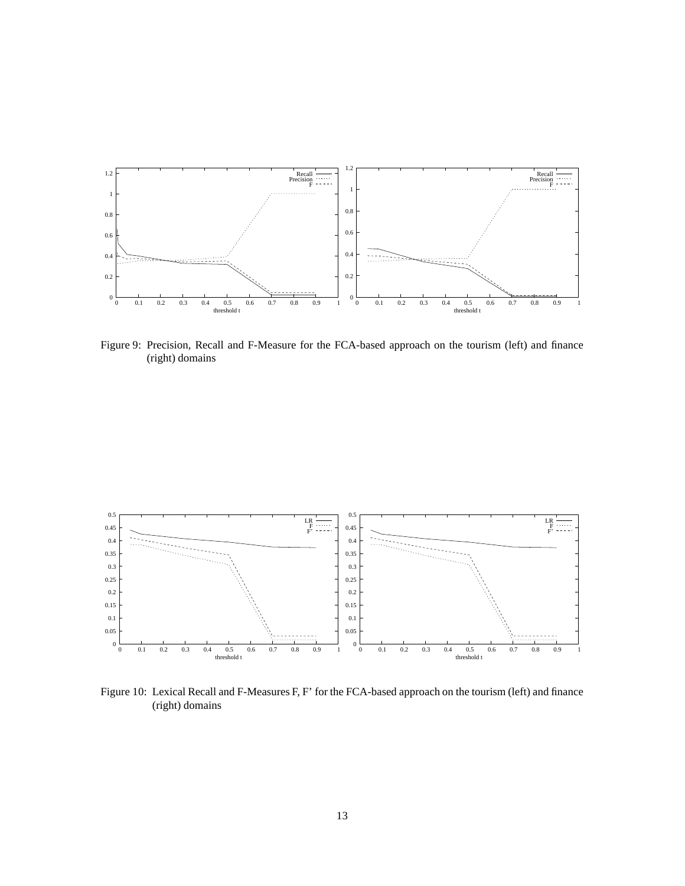Figure 9: Precision, Recall and F-Measure for the FCA-based approach on the tourism (left) and finance (right) domains

Figure 10: Lexical Recall and F-Measures F, F’ for the FCA-based approach on the tourism (left) and finance (right) domains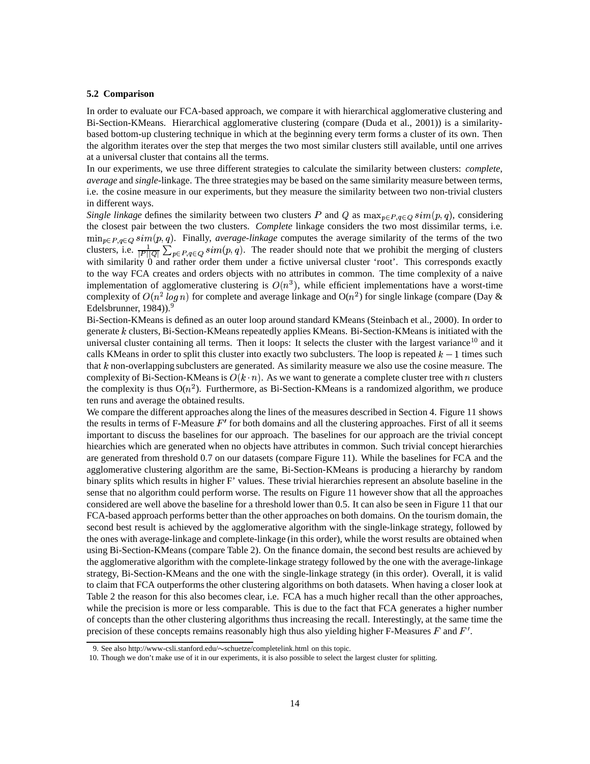### 5.2 Comparison

In order to evaluate our FCA-based approach, we compare it with hierarchical agglomerative clustering and Bi-Section-KMeans. Hierarchical agglomerative clustering (compare (Duda et al., 2001)) is a similarity-based bottom-up clustering technique in which at the beginning every term forms a cluster of its own. Then the algorithm iterates over the step that merges the two most similar clusters still available, until one arrives at a universal cluster that contains all the terms.

In our experiments, we use three different strategies to calculate the similarity between clusters: *complete*, *average* and *single*-linkage. The three strategies may be based on the same similarity measure between terms, i.e. the cosine measure in our experiments, but they measure the similarity between two non-trivial clusters in different ways.

*Single linkage* defines the similarity between two clusters $P$ and $Q$ as $\max_{p \in P, q \in Q} sim(p, q)$, considering the closest pair between the two clusters. *Complete* linkage considers the two most dissimilar terms, i.e. $\min_{p \in P, q \in Q} sim(p, q)$. Finally, *average-linkage* computes the average similarity of the terms of the two clusters, i.e. $\frac{1}{|P||Q|} \sum_{p \in P, q \in Q} sim(p, q)$. The reader should note that we prohibit the merging of clusters with similarity 0 and rather order them under a fictive universal cluster 'root'. This corresponds exactly to the way FCA creates and orders objects with no attributes in common. The time complexity of a naive implementation of agglomerative clustering is $O(n^3)$, while efficient implementations have a worst-time complexity of $O(n^2 \, log \, n)$ for complete and average linkage and $O(n^2)$ for single linkage (compare (Day & Edelsbrunner, 1984)).[9]

Bi-Section-KMeans is defined as an outer loop around standard KMeans (Steinbach et al., 2000). In order to generate $k$ clusters, Bi-Section-KMeans repeatedly applies KMeans. Bi-Section-KMeans is initiated with the universal cluster containing all terms. Then it loops: It selects the cluster with the largest variance[10] and it calls KMeans in order to split this cluster into exactly two subclusters. The loop is repeated $k - 1$ times such that $k$ non-overlapping subclusters are generated. As similarity measure we also use the cosine measure. The complexity of Bi-Section-KMeans is $O(k \cdot n)$. As we want to generate a complete cluster tree with $n$ clusters the complexity is thus $O(n^2)$. Furthermore, as Bi-Section-KMeans is a randomized algorithm, we produce ten runs and average the obtained results.

We compare the different approaches along the lines of the measures described in Section 4. Figure 11 shows the results in terms of F-Measure $F'$ for both domains and all the clustering approaches. First of all it seems important to discuss the baselines for our approach. The baselines for our approach are the trivial concept hiearchies which are generated when no objects have attributes in common. Such trivial concept hierarchies are generated from threshold 0.7 on our datasets (compare Figure 11). While the baselines for FCA and the agglomerative clustering algorithm are the same, Bi-Section-KMeans is producing a hierarchy by random binary splits which results in higher F' values. These trivial hierarchies represent an absolute baseline in the sense that no algorithm could perform worse. The results on Figure 11 however show that all the approaches considered are well above the baseline for a threshold lower than 0.5. It can also be seen in Figure 11 that our FCA-based approach performs better than the other approaches on both domains. On the tourism domain, the second best result is achieved by the agglomerative algorithm with the single-linkage strategy, followed by the ones with average-linkage and complete-linkage (in this order), while the worst results are obtained when using Bi-Section-KMeans (compare Table 2). On the finance domain, the second best results are achieved by the agglomerative algorithm with the complete-linkage strategy followed by the one with the average-linkage strategy, Bi-Section-KMeans and the one with the single-linkage strategy (in this order). Overall, it is valid to claim that FCA outperforms the other clustering algorithms on both datasets. When having a closer look at Table 2 the reason for this also becomes clear, i.e. FCA has a much higher recall than the other approaches, while the precision is more or less comparable. This is due to the fact that FCA generates a higher number of concepts than the other clustering algorithms thus increasing the recall. Interestingly, at the same time the precision of these concepts remains reasonably high thus also yielding higher F-Measures $F$ and $F'$.

9. See also http://www-csli.stanford.edu/~schuetze/completelink.html on this topic.

10. Though we don't make use of it in our experiments, it is also possible to select the largest cluster for splitting.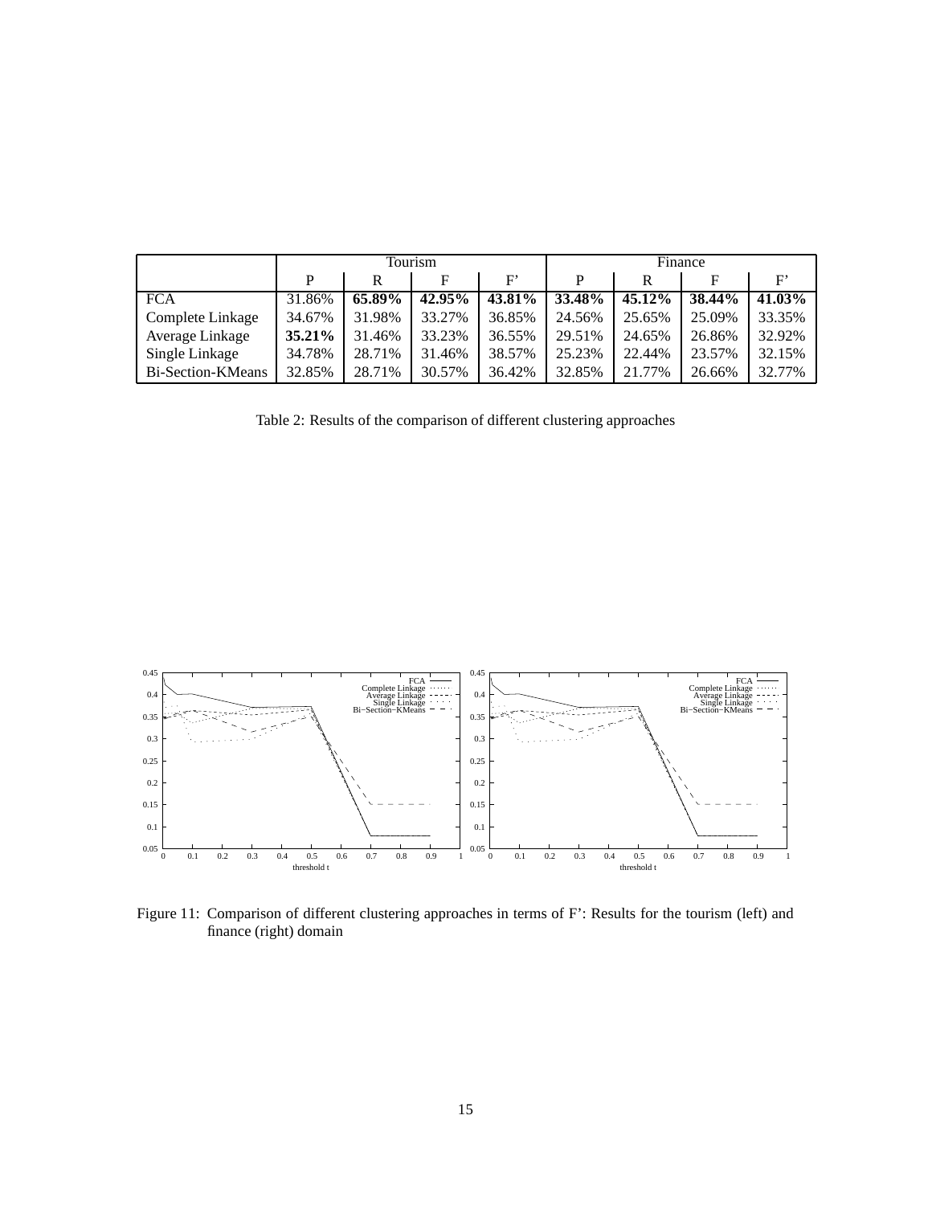| | Tourism | | | | Finance | | | |
|---|---|---|---|---|---|---|---|---|
| | P | R | F | F' | P | R | F | F' |
| FCA | 31.86% | **65.89%** | **42.95%** | **43.81%** | **33.48%** | **45.12%** | **38.44%** | **41.03%** |
| Complete Linkage | 34.67% | 31.98% | 33.27% | 36.85% | 24.56% | 25.65% | 25.09% | 33.35% |
| Average Linkage | **35.21%** | 31.46% | 33.23% | 36.55% | 29.51% | 24.65% | 26.86% | 32.92% |
| Single Linkage | 34.78% | 28.71% | 31.46% | 38.57% | 25.23% | 22.44% | 23.57% | 32.15% |
| Bi-Section-KMeans | 32.85% | 28.71% | 30.57% | 36.42% | 32.85% | 21.77% | 26.66% | 32.77% |

Table 2: Results of the comparison of different clustering approaches

Figure 11: Comparison of different clustering approaches in terms of F': Results for the tourism (left) and finance (right) domain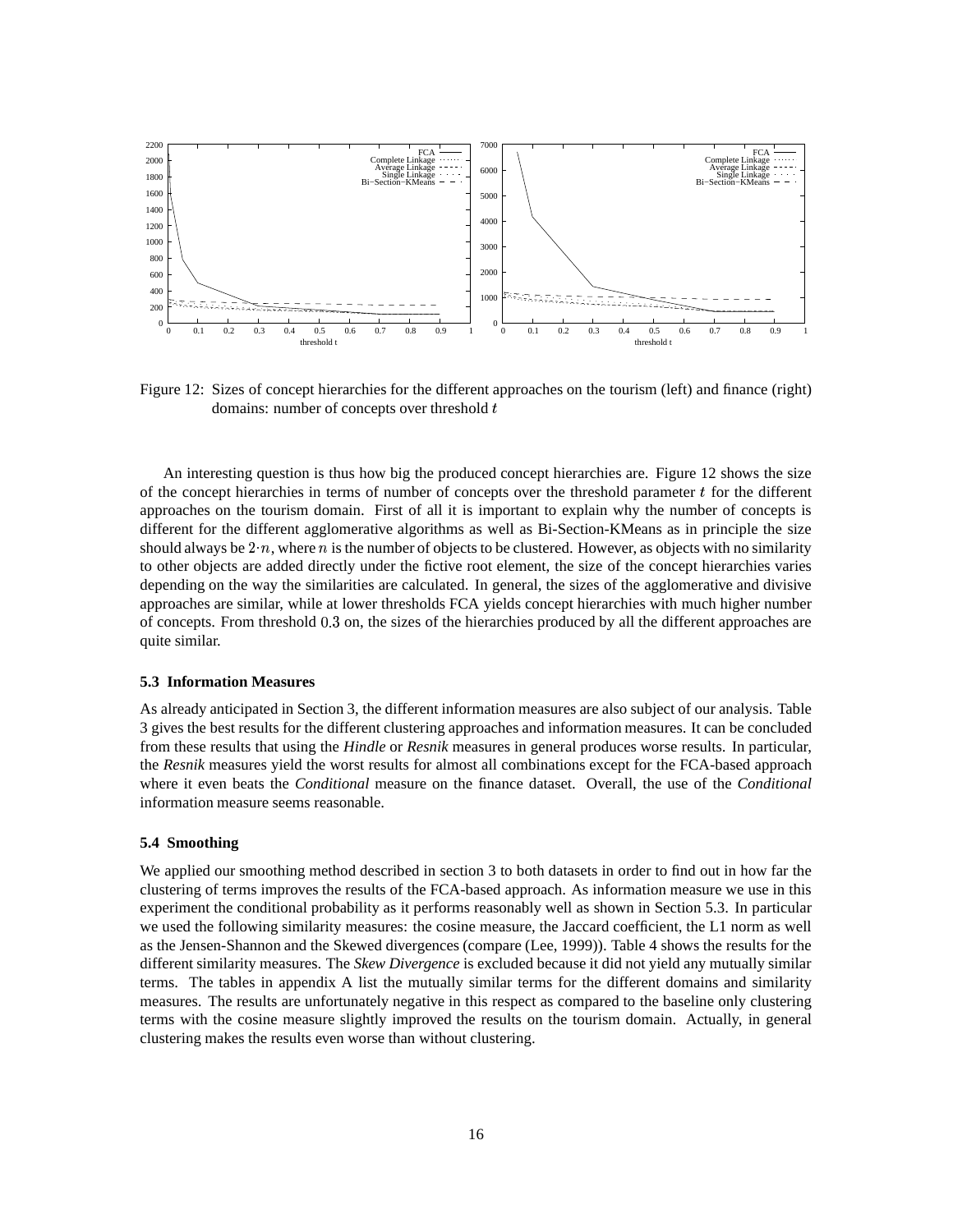Figure 12: Sizes of concept hierarchies for the different approaches on the tourism (left) and finance (right) domains: number of concepts over threshold $t$

An interesting question is thus how big the produced concept hierarchies are. Figure 12 shows the size of the concept hierarchies in terms of number of concepts over the threshold parameter $t$ for the different approaches on the tourism domain. First of all it is important to explain why the number of concepts is different for the different agglomerative algorithms as well as Bi-Section-KMeans as in principle the size should always be $2 \cdot n$, where $n$ is the number of objects to be clustered. However, as objects with no similarity to other objects are added directly under the fictive root element, the size of the concept hierarchies varies depending on the way the similarities are calculated. In general, the sizes of the agglomerative and divisive approaches are similar, while at lower thresholds FCA yields concept hierarchies with much higher number of concepts. From threshold $0.3$ on, the sizes of the hierarchies produced by all the different approaches are quite similar.

### 5.3 Information Measures

As already anticipated in Section 3, the different information measures are also subject of our analysis. Table 3 gives the best results for the different clustering approaches and information measures. It can be concluded from these results that using the *Hindle* or *Resnik* measures in general produces worse results. In particular, the *Resnik* measures yield the worst results for almost all combinations except for the FCA-based approach where it even beats the *Conditional* measure on the finance dataset. Overall, the use of the *Conditional* information measure seems reasonable.

### 5.4 Smoothing

We applied our smoothing method described in section 3 to both datasets in order to find out in how far the clustering of terms improves the results of the FCA-based approach. As information measure we use in this experiment the conditional probability as it performs reasonably well as shown in Section 5.3. In particular we used the following similarity measures: the cosine measure, the Jaccard coefficient, the L1 norm as well as the Jensen-Shannon and the Skewed divergences (compare (Lee, 1999)). Table 4 shows the results for the different similarity measures. The *Skew Divergence* is excluded because it did not yield any mutually similar terms. The tables in appendix A list the mutually similar terms for the different domains and similarity measures. The results are unfortunately negative in this respect as compared to the baseline only clustering terms with the cosine measure slightly improved the results on the tourism domain. Actually, in general clustering makes the results even worse than without clustering.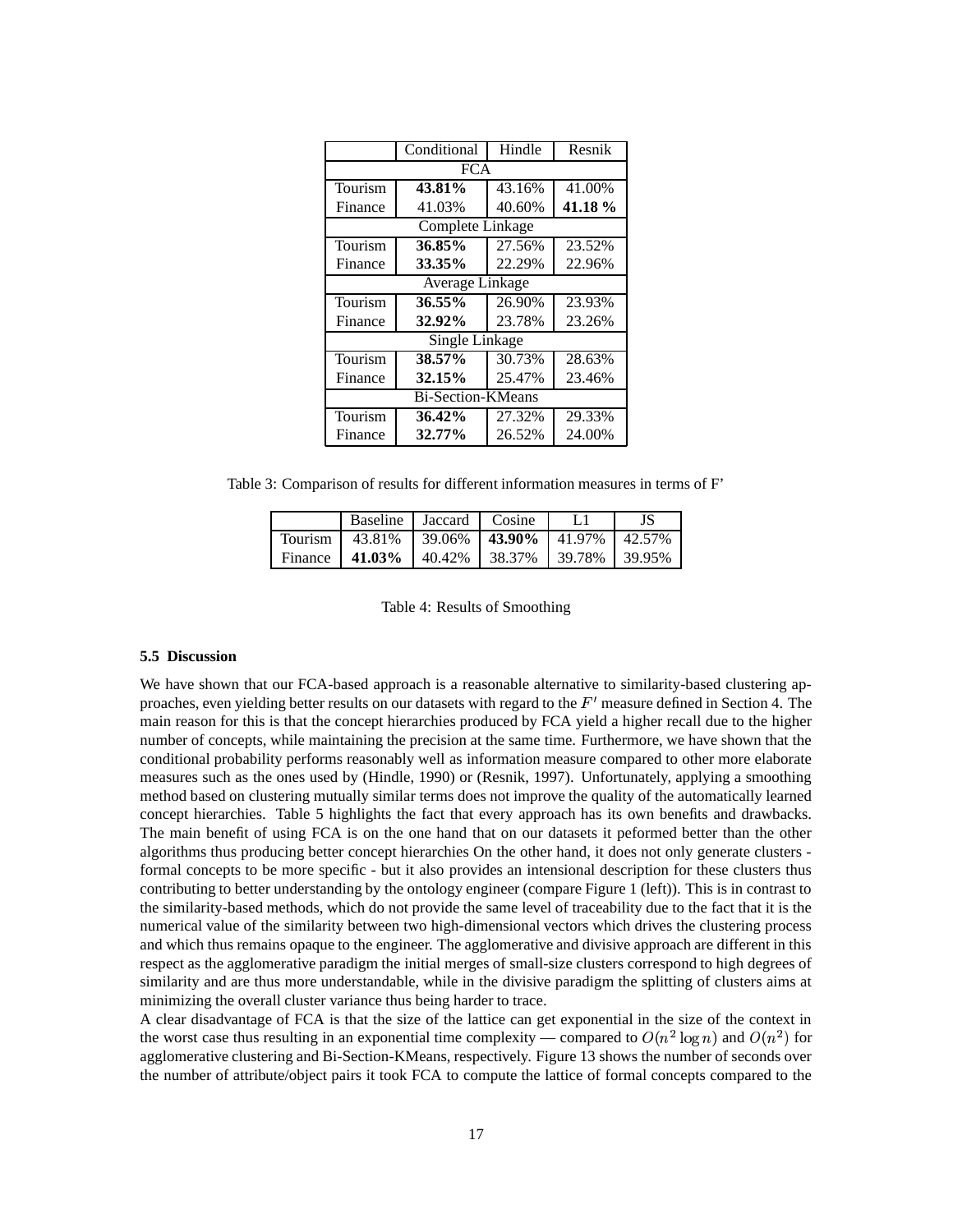| | Conditional | Hindle | Resnik |
|---|---|---|---|
| FCA | | | |
| Tourism | **43.81%** | 43.16% | 41.00% |
| Finance | 41.03% | 40.60% | **41.18 %** |
| Complete Linkage | | | |
| Tourism | **36.85%** | 27.56% | 23.52% |
| Finance | **33.35%** | 22.29% | 22.96% |
| Average Linkage | | | |
| Tourism | **36.55%** | 26.90% | 23.93% |
| Finance | **32.92%** | 23.78% | 23.26% |
| Single Linkage | | | |
| Tourism | **38.57%** | 30.73% | 28.63% |
| Finance | **32.15%** | 25.47% | 23.46% |
| Bi-Section-KMeans | | | |
| Tourism | **36.42%** | 27.32% | 29.33% |
| Finance | **32.77%** | 26.52% | 24.00% |

Table 3: Comparison of results for different information measures in terms of F'

| | Baseline | Jaccard | Cosine | L1 | JS |
|---|---|---|---|---|---|
| Tourism | 43.81% | 39.06% | **43.90%** | 41.97% | 42.57% |
| Finance | **41.03%** | 40.42% | 38.37% | 39.78% | 39.95% |

Table 4: Results of Smoothing

### 5.5 Discussion

We have shown that our FCA-based approach is a reasonable alternative to similarity-based clustering approaches, even yielding better results on our datasets with regard to the $F'$ measure defined in Section 4. The main reason for this is that the concept hierarchies produced by FCA yield a higher recall due to the higher number of concepts, while maintaining the precision at the same time. Furthermore, we have shown that the conditional probability performs reasonably well as information measure compared to other more elaborate measures such as the ones used by (Hindle, 1990) or (Resnik, 1997). Unfortunately, applying a smoothing method based on clustering mutually similar terms does not improve the quality of the automatically learned concept hierarchies. Table 5 highlights the fact that every approach has its own benefits and drawbacks. The main benefit of using FCA is on the one hand that on our datasets it peformed better than the other algorithms thus producing better concept hierarchies On the other hand, it does not only generate clusters - formal concepts to be more specific - but it also provides an intensional description for these clusters thus contributing to better understanding by the ontology engineer (compare Figure 1 (left)). This is in contrast to the similarity-based methods, which do not provide the same level of traceability due to the fact that it is the numerical value of the similarity between two high-dimensional vectors which drives the clustering process and which thus remains opaque to the engineer. The agglomerative and divisive approach are different in this respect as the agglomerative paradigm the initial merges of small-size clusters correspond to high degrees of similarity and are thus more understandable, while in the divisive paradigm the splitting of clusters aims at minimizing the overall cluster variance thus being harder to trace.

A clear disadvantage of FCA is that the size of the lattice can get exponential in the size of the context in the worst case thus resulting in an exponential time complexity — compared to $O(n^2 \log n)$ and $O(n^2)$ for agglomerative clustering and Bi-Section-KMeans, respectively. Figure 13 shows the number of seconds over the number of attribute/object pairs it took FCA to compute the lattice of formal concepts compared to the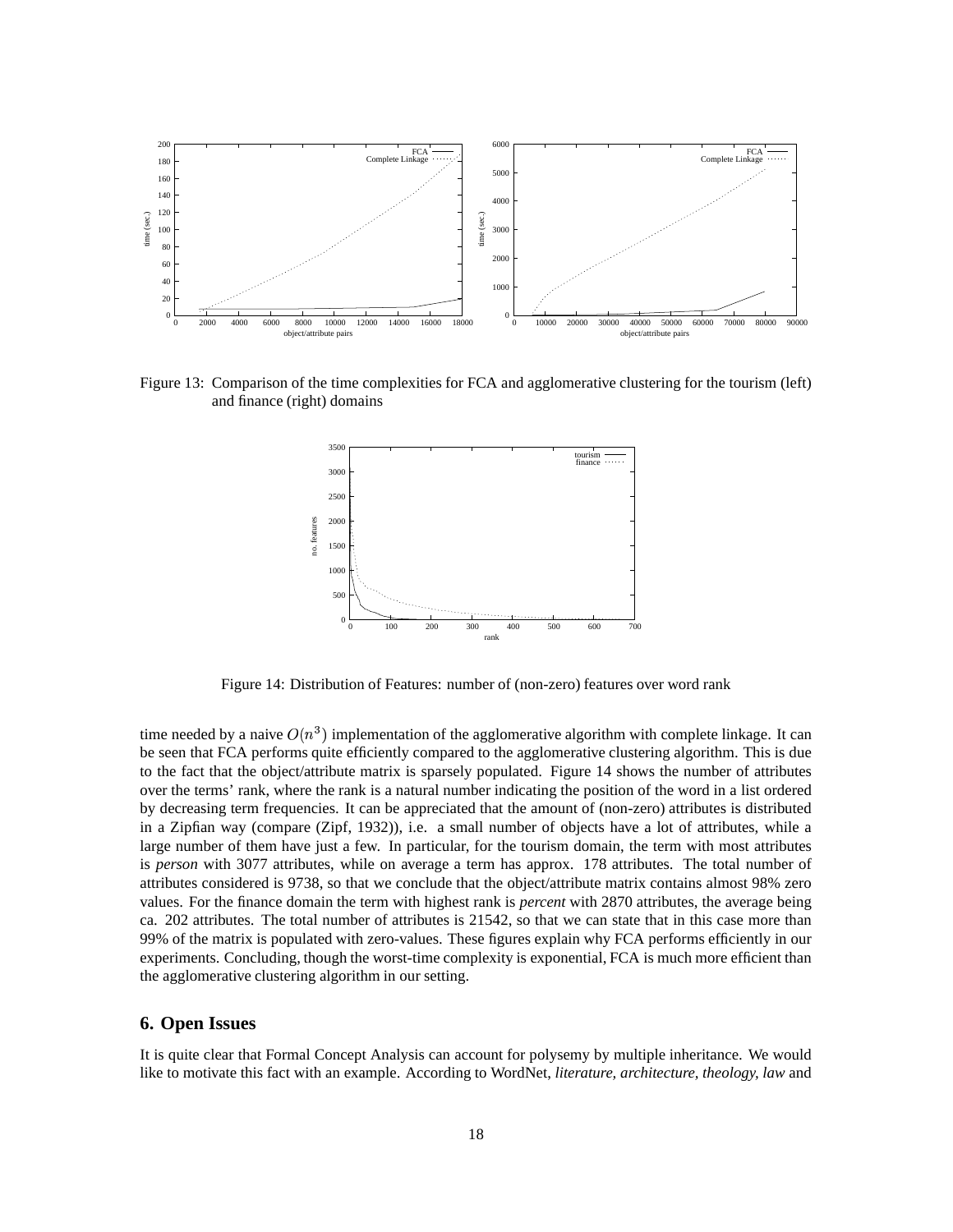Figure 13: Comparison of the time complexities for FCA and agglomerative clustering for the tourism (left) and finance (right) domains

Figure 14: Distribution of Features: number of (non-zero) features over word rank

time needed by a naive $O(n^3)$ implementation of the agglomerative algorithm with complete linkage. It can be seen that FCA performs quite efficiently compared to the agglomerative clustering algorithm. This is due to the fact that the object/attribute matrix is sparsely populated. Figure 14 shows the number of attributes over the terms' rank, where the rank is a natural number indicating the position of the word in a list ordered by decreasing term frequencies. It can be appreciated that the amount of (non-zero) attributes is distributed in a Zipfian way (compare (Zipf, 1932)), i.e. a small number of objects have a lot of attributes, while a large number of them have just a few. In particular, for the tourism domain, the term with most attributes is *person* with 3077 attributes, while on average a term has approx. 178 attributes. The total number of attributes considered is 9738, so that we conclude that the object/attribute matrix contains almost 98% zero values. For the finance domain the term with highest rank is *percent* with 2870 attributes, the average being ca. 202 attributes. The total number of attributes is 21542, so that we can state that in this case more than 99% of the matrix is populated with zero-values. These figures explain why FCA performs efficiently in our experiments. Concluding, though the worst-time complexity is exponential, FCA is much more efficient than the agglomerative clustering algorithm in our setting.

## 6. Open Issues

It is quite clear that Formal Concept Analysis can account for polysemy by multiple inheritance. We would like to motivate this fact with an example. According to WordNet, *literature, architecture, theology, law* and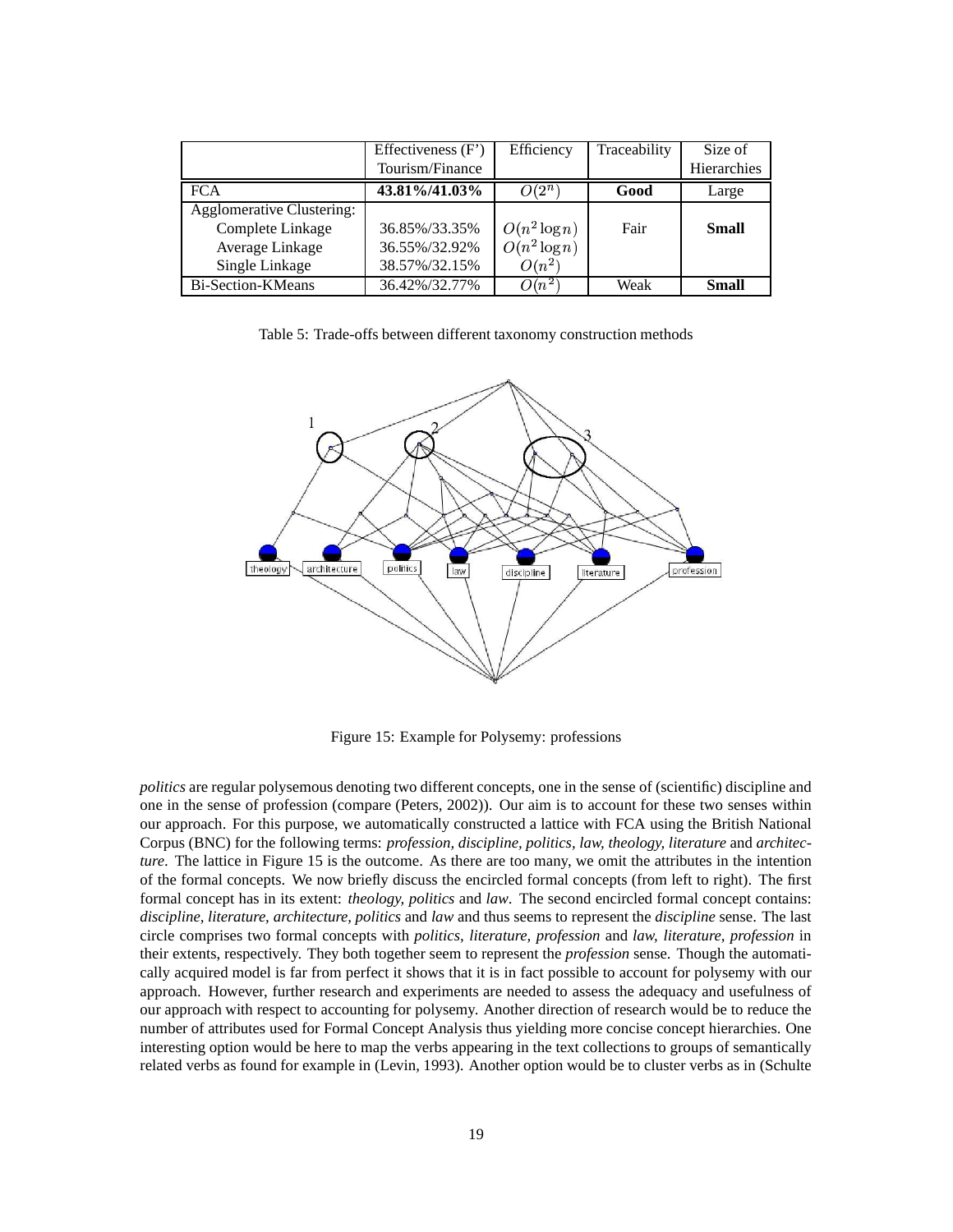| | Effectiveness (F') Tourism/Finance | Efficiency | Traceability | Size of Hierarchies |
|---|---|---|---|---|
| FCA | **43.81%/41.03%** | $O(2^n)$ | **Good** | Large |
| Agglomerative Clustering: | | | | |
| Complete Linkage | 36.85%/33.35% | $O(n^2 \log n)$ | Fair | **Small** |
| Average Linkage | 36.55%/32.92% | $O(n^2 \log n)$ | | |
| Single Linkage | 38.57%/32.15% | $O(n^2)$ | | |
| Bi-Section-KMeans | 36.42%/32.77% | $O(n^2)$ | Weak | **Small** |

Table 5: Trade-offs between different taxonomy construction methods

Figure 15: Example for Polysemy: professions

*politics* are regular polysemous denoting two different concepts, one in the sense of (scientific) discipline and one in the sense of profession (compare (Peters, 2002)). Our aim is to account for these two senses within our approach. For this purpose, we automatically constructed a lattice with FCA using the British National Corpus (BNC) for the following terms: *profession, discipline, politics, law, theology, literature* and *architecture*. The lattice in Figure 15 is the outcome. As there are too many, we omit the attributes in the intention of the formal concepts. We now briefly discuss the encircled formal concepts (from left to right). The first formal concept has in its extent: *theology, politics* and *law*. The second encircled formal concept contains: *discipline, literature, architecture, politics* and *law* and thus seems to represent the *discipline* sense. The last circle comprises two formal concepts with *politics, literature, profession* and *law, literature, profession* in their extents, respectively. They both together seem to represent the *profession* sense. Though the automatically acquired model is far from perfect it shows that it is in fact possible to account for polysemy with our approach. However, further research and experiments are needed to assess the adequacy and usefulness of our approach with respect to accounting for polysemy. Another direction of research would be to reduce the number of attributes used for Formal Concept Analysis thus yielding more concise concept hierarchies. One interesting option would be here to map the verbs appearing in the text collections to groups of semantically related verbs as found for example in (Levin, 1993). Another option would be to cluster verbs as in (Schulte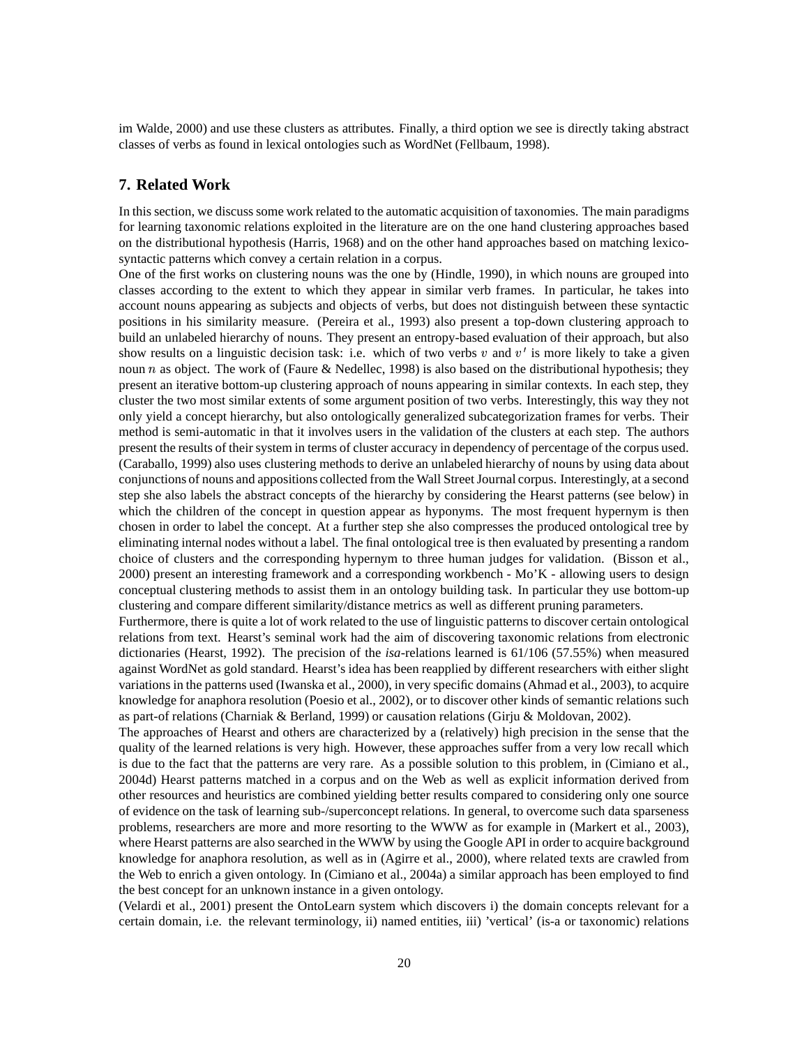im Walde, 2000) and use these clusters as attributes. Finally, a third option we see is directly taking abstract classes of verbs as found in lexical ontologies such as WordNet (Fellbaum, 1998).

## 7. Related Work

In this section, we discuss some work related to the automatic acquisition of taxonomies. The main paradigms for learning taxonomic relations exploited in the literature are on the one hand clustering approaches based on the distributional hypothesis (Harris, 1968) and on the other hand approaches based on matching lexico-syntactic patterns which convey a certain relation in a corpus.

One of the first works on clustering nouns was the one by (Hindle, 1990), in which nouns are grouped into classes according to the extent to which they appear in similar verb frames. In particular, he takes into account nouns appearing as subjects and objects of verbs, but does not distinguish between these syntactic positions in his similarity measure. (Pereira et al., 1993) also present a top-down clustering approach to build an unlabeled hierarchy of nouns. They present an entropy-based evaluation of their approach, but also show results on a linguistic decision task: i.e. which of two verbs $v$ and $v'$ is more likely to take a given noun $n$ as object. The work of (Faure & Nedellec, 1998) is also based on the distributional hypothesis; they present an iterative bottom-up clustering approach of nouns appearing in similar contexts. In each step, they cluster the two most similar extents of some argument position of two verbs. Interestingly, this way they not only yield a concept hierarchy, but also ontologically generalized subcategorization frames for verbs. Their method is semi-automatic in that it involves users in the validation of the clusters at each step. The authors present the results of their system in terms of cluster accuracy in dependency of percentage of the corpus used. (Caraballo, 1999) also uses clustering methods to derive an unlabeled hierarchy of nouns by using data about conjunctions of nouns and appositions collected from the Wall Street Journal corpus. Interestingly, at a second step she also labels the abstract concepts of the hierarchy by considering the Hearst patterns (see below) in which the children of the concept in question appear as hyponyms. The most frequent hypernym is then chosen in order to label the concept. At a further step she also compresses the produced ontological tree by eliminating internal nodes without a label. The final ontological tree is then evaluated by presenting a random choice of clusters and the corresponding hypernym to three human judges for validation. (Bisson et al., 2000) present an interesting framework and a corresponding workbench - Mo'K - allowing users to design conceptual clustering methods to assist them in an ontology building task. In particular they use bottom-up clustering and compare different similarity/distance metrics as well as different pruning parameters.

Furthermore, there is quite a lot of work related to the use of linguistic patterns to discover certain ontological relations from text. Hearst's seminal work had the aim of discovering taxonomic relations from electronic dictionaries (Hearst, 1992). The precision of the *isa*-relations learned is 61/106 (57.55%) when measured against WordNet as gold standard. Hearst's idea has been reapplied by different researchers with either slight variations in the patterns used (Iwanska et al., 2000), in very specific domains (Ahmad et al., 2003), to acquire knowledge for anaphora resolution (Poesio et al., 2002), or to discover other kinds of semantic relations such as part-of relations (Charniak & Berland, 1999) or causation relations (Girju & Moldovan, 2002).

The approaches of Hearst and others are characterized by a (relatively) high precision in the sense that the quality of the learned relations is very high. However, these approaches suffer from a very low recall which is due to the fact that the patterns are very rare. As a possible solution to this problem, in (Cimiano et al., 2004d) Hearst patterns matched in a corpus and on the Web as well as explicit information derived from other resources and heuristics are combined yielding better results compared to considering only one source of evidence on the task of learning sub-/superconcept relations. In general, to overcome such data sparseness problems, researchers are more and more resorting to the WWW as for example in (Markert et al., 2003), where Hearst patterns are also searched in the WWW by using the Google API in order to acquire background knowledge for anaphora resolution, as well as in (Agirre et al., 2000), where related texts are crawled from the Web to enrich a given ontology. In (Cimiano et al., 2004a) a similar approach has been employed to find the best concept for an unknown instance in a given ontology.

(Velardi et al., 2001) present the OntoLearn system which discovers i) the domain concepts relevant for a certain domain, i.e. the relevant terminology, ii) named entities, iii) 'vertical' (is-a or taxonomic) relations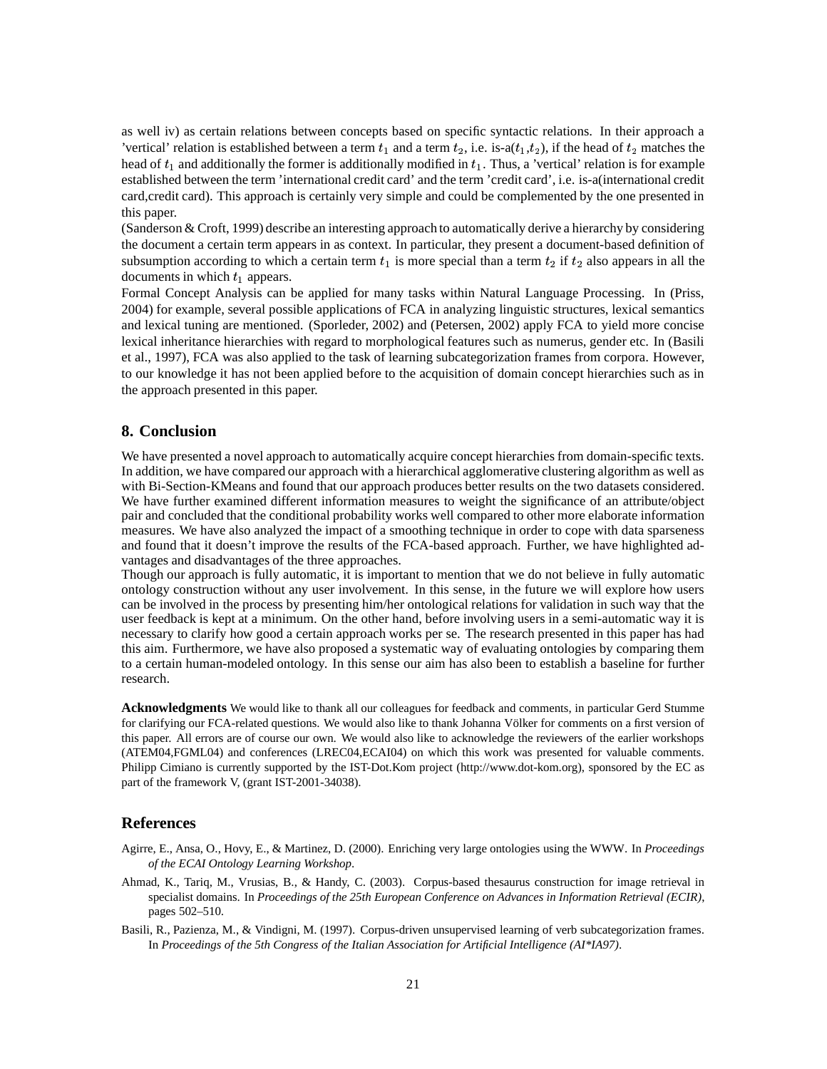as well iv) as certain relations between concepts based on specific syntactic relations. In their approach a 'vertical' relation is established between a term $t_1$ and a term $t_2$, i.e. is-a($t_1$,$t_2$), if the head of $t_2$ matches the head of $t_1$ and additionally the former is additionally modified in $t_1$. Thus, a 'vertical' relation is for example established between the term 'international credit card' and the term 'credit card', i.e. is-a(international credit card,credit card). This approach is certainly very simple and could be complemented by the one presented in this paper.

(Sanderson & Croft, 1999) describe an interesting approach to automatically derive a hierarchy by considering the document a certain term appears in as context. In particular, they present a document-based definition of subsumption according to which a certain term $t_1$ is more special than a term $t_2$ if $t_2$ also appears in all the documents in which $t_1$ appears.

Formal Concept Analysis can be applied for many tasks within Natural Language Processing. In (Priss, 2004) for example, several possible applications of FCA in analyzing linguistic structures, lexical semantics and lexical tuning are mentioned. (Sporleder, 2002) and (Petersen, 2002) apply FCA to yield more concise lexical inheritance hierarchies with regard to morphological features such as numerus, gender etc. In (Basili et al., 1997), FCA was also applied to the task of learning subcategorization frames from corpora. However, to our knowledge it has not been applied before to the acquisition of domain concept hierarchies such as in the approach presented in this paper.

## 8. Conclusion

We have presented a novel approach to automatically acquire concept hierarchies from domain-specific texts. In addition, we have compared our approach with a hierarchical agglomerative clustering algorithm as well as with Bi-Section-KMeans and found that our approach produces better results on the two datasets considered. We have further examined different information measures to weight the significance of an attribute/object pair and concluded that the conditional probability works well compared to other more elaborate information measures. We have also analyzed the impact of a smoothing technique in order to cope with data sparseness and found that it doesn't improve the results of the FCA-based approach. Further, we have highlighted advantages and disadvantages of the three approaches.

Though our approach is fully automatic, it is important to mention that we do not believe in fully automatic ontology construction without any user involvement. In this sense, in the future we will explore how users can be involved in the process by presenting him/her ontological relations for validation in such way that the user feedback is kept at a minimum. On the other hand, before involving users in a semi-automatic way it is necessary to clarify how good a certain approach works per se. The research presented in this paper has had this aim. Furthermore, we have also proposed a systematic way of evaluating ontologies by comparing them to a certain human-modeled ontology. In this sense our aim has also been to establish a baseline for further research.

**Acknowledgments** We would like to thank all our colleagues for feedback and comments, in particular Gerd Stumme for clarifying our FCA-related questions. We would also like to thank Johanna Völker for comments on a first version of this paper. All errors are of course our own. We would also like to acknowledge the reviewers of the earlier workshops (ATEM04,FGML04) and conferences (LREC04,ECAI04) on which this work was presented for valuable comments. Philipp Cimiano is currently supported by the IST-Dot.Kom project (http://www.dot-kom.org), sponsored by the EC as part of the framework V, (grant IST-2001-34038).

## References

Agirre, E., Ansa, O., Hovy, E., & Martinez, D. (2000). Enriching very large ontologies using the WWW. In *Proceedings of the ECAI Ontology Learning Workshop*.

Ahmad, K., Tariq, M., Vrusias, B., & Handy, C. (2003). Corpus-based thesaurus construction for image retrieval in specialist domains. In *Proceedings of the 25th European Conference on Advances in Information Retrieval (ECIR)*, pages 502–510.

Basili, R., Pazienza, M., & Vindigni, M. (1997). Corpus-driven unsupervised learning of verb subcategorization frames. In *Proceedings of the 5th Congress of the Italian Association for Artificial Intelligence (AI*IA97)*.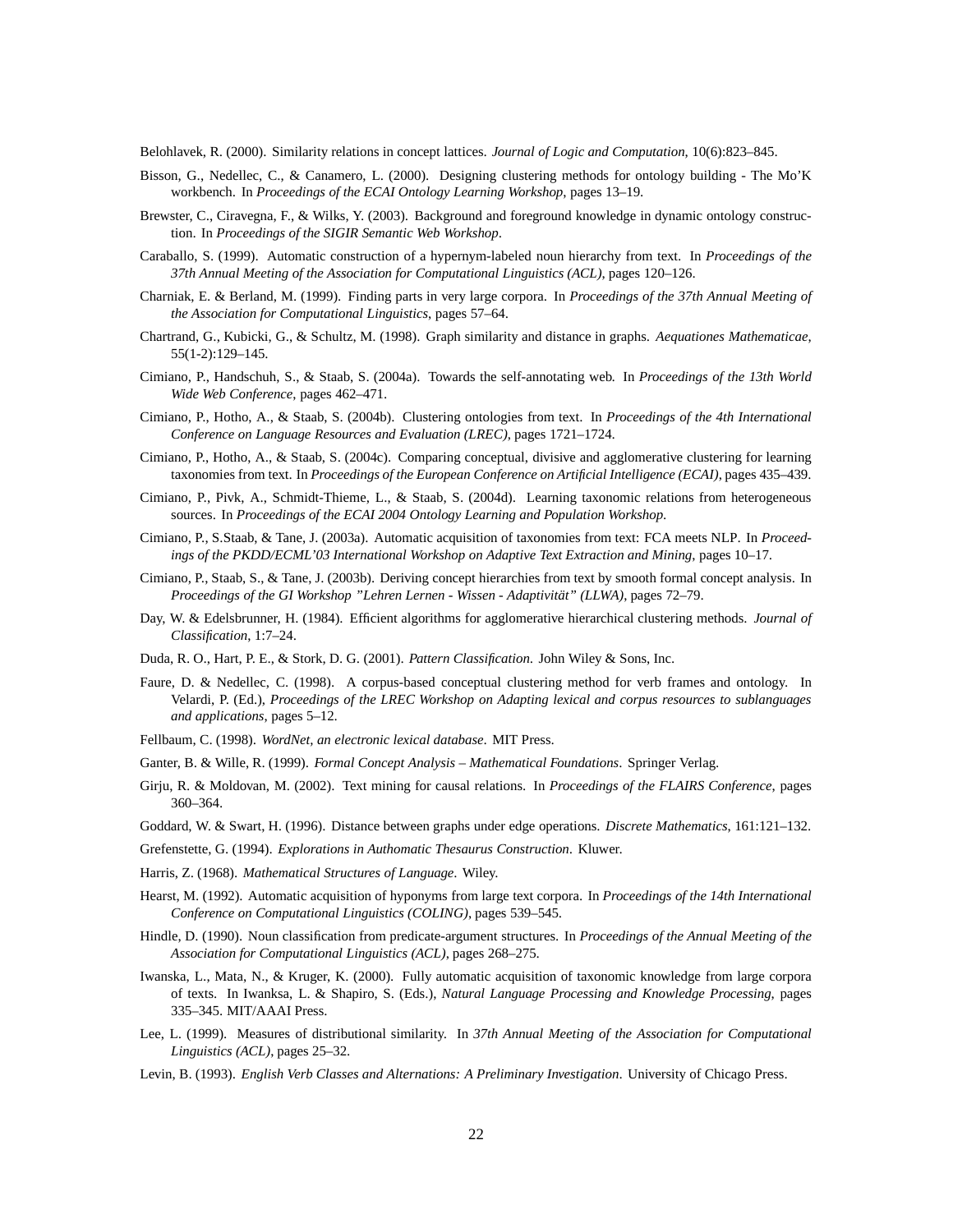Belohlavek, R. (2000). Similarity relations in concept lattices. *Journal of Logic and Computation*, 10(6):823–845.

Bisson, G., Nedellec, C., & Canamero, L. (2000). Designing clustering methods for ontology building - The Mo'K workbench. In *Proceedings of the ECAI Ontology Learning Workshop*, pages 13–19.

Brewster, C., Ciravegna, F., & Wilks, Y. (2003). Background and foreground knowledge in dynamic ontology construction. In *Proceedings of the SIGIR Semantic Web Workshop*.

Caraballo, S. (1999). Automatic construction of a hypernym-labeled noun hierarchy from text. In *Proceedings of the 37th Annual Meeting of the Association for Computational Linguistics (ACL)*, pages 120–126.

Charniak, E. & Berland, M. (1999). Finding parts in very large corpora. In *Proceedings of the 37th Annual Meeting of the Association for Computational Linguistics*, pages 57–64.

Chartrand, G., Kubicki, G., & Schultz, M. (1998). Graph similarity and distance in graphs. *Aequationes Mathematicae*, 55(1-2):129–145.

Cimiano, P., Handschuh, S., & Staab, S. (2004a). Towards the self-annotating web. In *Proceedings of the 13th World Wide Web Conference*, pages 462–471.

Cimiano, P., Hotho, A., & Staab, S. (2004b). Clustering ontologies from text. In *Proceedings of the 4th International Conference on Language Resources and Evaluation (LREC)*, pages 1721–1724.

Cimiano, P., Hotho, A., & Staab, S. (2004c). Comparing conceptual, divisive and agglomerative clustering for learning taxonomies from text. In *Proceedings of the European Conference on Artificial Intelligence (ECAI)*, pages 435–439.

Cimiano, P., Pivk, A., Schmidt-Thieme, L., & Staab, S. (2004d). Learning taxonomic relations from heterogeneous sources. In *Proceedings of the ECAI 2004 Ontology Learning and Population Workshop*.

Cimiano, P., S.Staab, & Tane, J. (2003a). Automatic acquisition of taxonomies from text: FCA meets NLP. In *Proceedings of the PKDD/ECML'03 International Workshop on Adaptive Text Extraction and Mining*, pages 10–17.

Cimiano, P., Staab, S., & Tane, J. (2003b). Deriving concept hierarchies from text by smooth formal concept analysis. In *Proceedings of the GI Workshop "Lehren Lernen - Wissen - Adaptivität" (LLWA)*, pages 72–79.

Day, W. & Edelsbrunner, H. (1984). Efficient algorithms for agglomerative hierarchical clustering methods. *Journal of Classification*, 1:7–24.

Duda, R. O., Hart, P. E., & Stork, D. G. (2001). *Pattern Classification*. John Wiley & Sons, Inc.

Faure, D. & Nedellec, C. (1998). A corpus-based conceptual clustering method for verb frames and ontology. In Velardi, P. (Ed.), *Proceedings of the LREC Workshop on Adapting lexical and corpus resources to sublanguages and applications*, pages 5–12.

Fellbaum, C. (1998). *WordNet, an electronic lexical database*. MIT Press.

Ganter, B. & Wille, R. (1999). *Formal Concept Analysis – Mathematical Foundations*. Springer Verlag.

Girju, R. & Moldovan, M. (2002). Text mining for causal relations. In *Proceedings of the FLAIRS Conference*, pages 360–364.

Goddard, W. & Swart, H. (1996). Distance between graphs under edge operations. *Discrete Mathematics*, 161:121–132.

Grefenstette, G. (1994). *Explorations in Authomatic Thesaurus Construction*. Kluwer.

Harris, Z. (1968). *Mathematical Structures of Language*. Wiley.

Hearst, M. (1992). Automatic acquisition of hyponyms from large text corpora. In *Proceedings of the 14th International Conference on Computational Linguistics (COLING)*, pages 539–545.

Hindle, D. (1990). Noun classification from predicate-argument structures. In *Proceedings of the Annual Meeting of the Association for Computational Linguistics (ACL)*, pages 268–275.

Iwanska, L., Mata, N., & Kruger, K. (2000). Fully automatic acquisition of taxonomic knowledge from large corpora of texts. In Iwanksa, L. & Shapiro, S. (Eds.), *Natural Language Processing and Knowledge Processing*, pages 335–345. MIT/AAAI Press.

Lee, L. (1999). Measures of distributional similarity. In *37th Annual Meeting of the Association for Computational Linguistics (ACL)*, pages 25–32.

Levin, B. (1993). *English Verb Classes and Alternations: A Preliminary Investigation*. University of Chicago Press.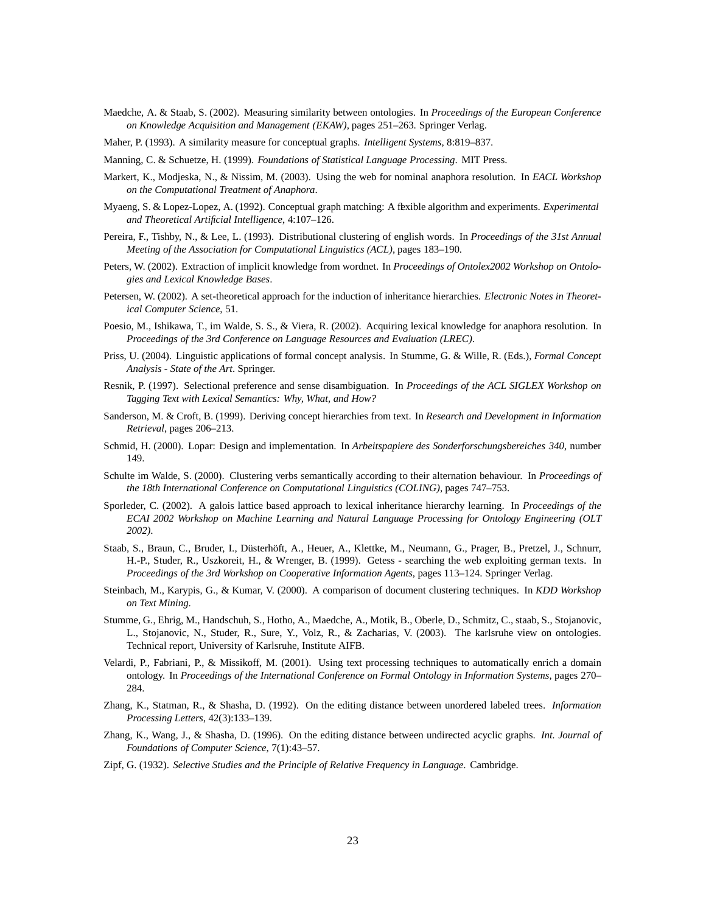Maedche, A. & Staab, S. (2002). Measuring similarity between ontologies. In *Proceedings of the European Conference on Knowledge Acquisition and Management (EKAW)*, pages 251–263. Springer Verlag.

Maher, P. (1993). A similarity measure for conceptual graphs. *Intelligent Systems*, 8:819–837.

Manning, C. & Schuetze, H. (1999). *Foundations of Statistical Language Processing*. MIT Press.

Markert, K., Modjeska, N., & Nissim, M. (2003). Using the web for nominal anaphora resolution. In *EACL Workshop on the Computational Treatment of Anaphora*.

Myaeng, S. & Lopez-Lopez, A. (1992). Conceptual graph matching: A flexible algorithm and experiments. *Experimental and Theoretical Artificial Intelligence*, 4:107–126.

Pereira, F., Tishby, N., & Lee, L. (1993). Distributional clustering of english words. In *Proceedings of the 31st Annual Meeting of the Association for Computational Linguistics (ACL)*, pages 183–190.

Peters, W. (2002). Extraction of implicit knowledge from wordnet. In *Proceedings of Ontolex2002 Workshop on Ontologies and Lexical Knowledge Bases*.

Petersen, W. (2002). A set-theoretical approach for the induction of inheritance hierarchies. *Electronic Notes in Theoretical Computer Science*, 51.

Poesio, M., Ishikawa, T., im Walde, S. S., & Viera, R. (2002). Acquiring lexical knowledge for anaphora resolution. In *Proceedings of the 3rd Conference on Language Resources and Evaluation (LREC)*.

Priss, U. (2004). Linguistic applications of formal concept analysis. In Stumme, G. & Wille, R. (Eds.), *Formal Concept Analysis - State of the Art*. Springer.

Resnik, P. (1997). Selectional preference and sense disambiguation. In *Proceedings of the ACL SIGLEX Workshop on Tagging Text with Lexical Semantics: Why, What, and How?*

Sanderson, M. & Croft, B. (1999). Deriving concept hierarchies from text. In *Research and Development in Information Retrieval*, pages 206–213.

Schmid, H. (2000). Lopar: Design and implementation. In *Arbeitspapiere des Sonderforschungsbereiches 340*, number 149.

Schulte im Walde, S. (2000). Clustering verbs semantically according to their alternation behaviour. In *Proceedings of the 18th International Conference on Computational Linguistics (COLING)*, pages 747–753.

Sporleder, C. (2002). A galois lattice based approach to lexical inheritance hierarchy learning. In *Proceedings of the ECAI 2002 Workshop on Machine Learning and Natural Language Processing for Ontology Engineering (OLT 2002)*.

Staab, S., Braun, C., Bruder, I., Düsterhöft, A., Heuer, A., Klettke, M., Neumann, G., Prager, B., Pretzel, J., Schnurr, H.-P., Studer, R., Uszkoreit, H., & Wrenger, B. (1999). Getess - searching the web exploiting german texts. In *Proceedings of the 3rd Workshop on Cooperative Information Agents*, pages 113–124. Springer Verlag.

Steinbach, M., Karypis, G., & Kumar, V. (2000). A comparison of document clustering techniques. In *KDD Workshop on Text Mining*.

Stumme, G., Ehrig, M., Handschuh, S., Hotho, A., Maedche, A., Motik, B., Oberle, D., Schmitz, C., staab, S., Stojanovic, L., Stojanovic, N., Studer, R., Sure, Y., Volz, R., & Zacharias, V. (2003). The karlsruhe view on ontologies. Technical report, University of Karlsruhe, Institute AIFB.

Velardi, P., Fabriani, P., & Missikoff, M. (2001). Using text processing techniques to automatically enrich a domain ontology. In *Proceedings of the International Conference on Formal Ontology in Information Systems*, pages 270–284.

Zhang, K., Statman, R., & Shasha, D. (1992). On the editing distance between unordered labeled trees. *Information Processing Letters*, 42(3):133–139.

Zhang, K., Wang, J., & Shasha, D. (1996). On the editing distance between undirected acyclic graphs. *Int. Journal of Foundations of Computer Science*, 7(1):43–57.

Zipf, G. (1932). *Selective Studies and the Principle of Relative Frequency in Language*. Cambridge.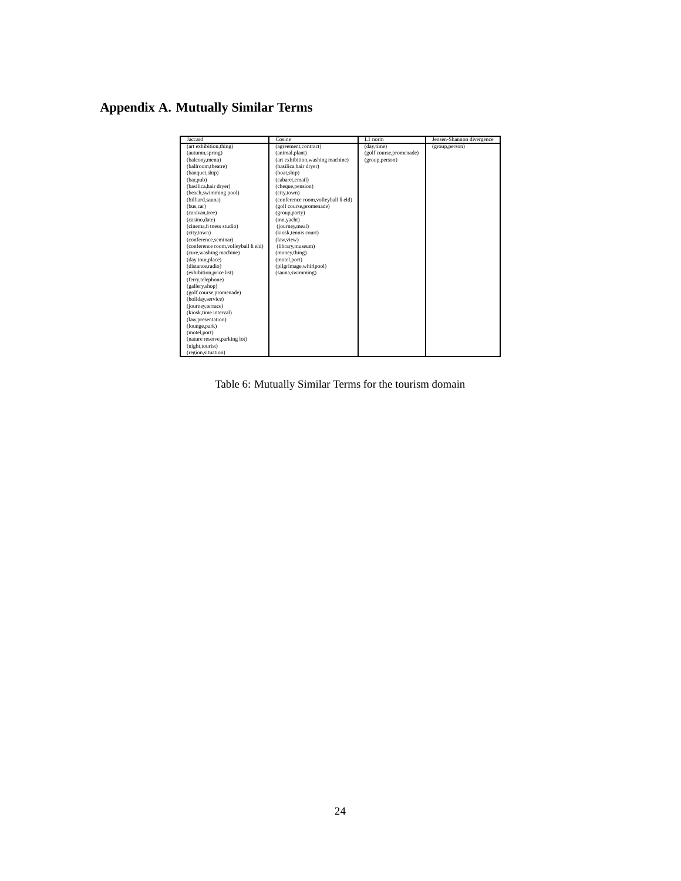## Appendix A. Mutually Similar Terms

| Jaccard | Cosine | L1 norm | Jensen-Shannon divergence |
|---|---|---|---|
| (art exhibition,thing) | (agreement,contract) | (day,time) | (group,person) |
| (autumn,spring) | (animal,plant) | (golf course,promenade) | |
| (balcony,menu) | (art exhibition,washing machine) | (group,person) | |
| (ballroom,theatre) | (basilica,hair dryer) | | |
| (banquet,ship) | (boat,ship) | | |
| (bar,pub) | (cabaret,email) | | |
| (basilica,hair dryer) | (cheque,pension) | | |
| (beach,swimming pool) | (city,town) | | |
| (billiard,sauna) | (conference room,volleyball field) | | |
| (bus,car) | (golf course,promenade) | | |
| (caravan,tree) | (group,party) | | |
| (casino,date) | (inn,yacht) | | |
| (cinema,fitness studio) | (journey,meal) | | |
| (city,town) | (kiosk,tennis court) | | |
| (conference,seminar) | (law,view) | | |
| (conference room,volleyball field) | (library,museum) | | |
| (cure,washing machine) | (money,thing) | | |
| (day tour,place) | (motel,port) | | |
| (distance,radio) | (pilgrimage,whirlpool) | | |
| (exhibition,price list) | (sauna,swimming) | | |
| (ferry,telephone) | | | |
| (gallery,shop) | | | |
| (golf course,promenade) | | | |
| (holiday,service) | | | |
| (journey,terrace) | | | |
| (kiosk,time interval) | | | |
| (law,presentation) | | | |
| (lounge,park) | | | |
| (motel,port) | | | |
| (nature reserve,parking lot) | | | |
| (night,tourist) | | | |
| (region,situation) | | | |

Table 6: Mutually Similar Terms for the tourism domain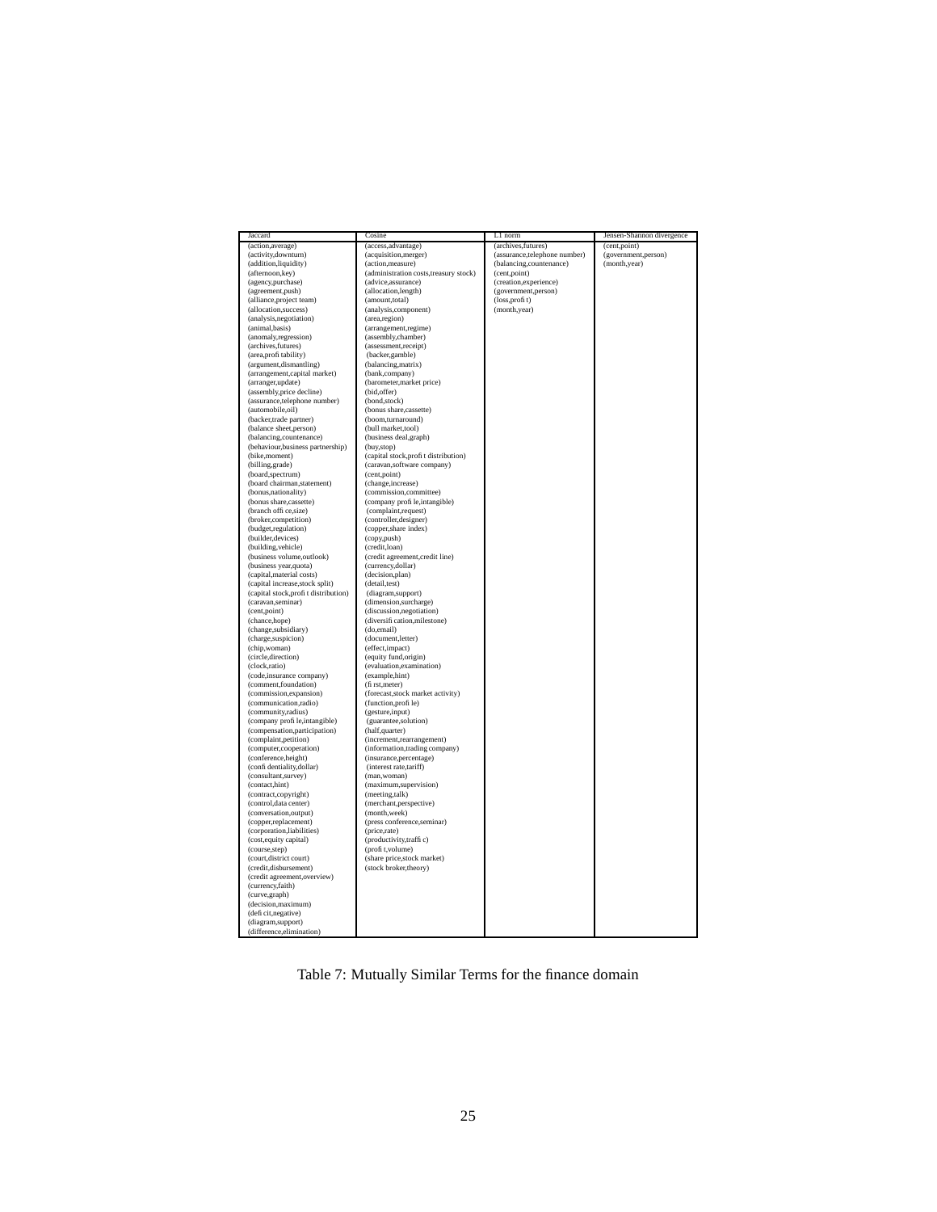| Jaccard | Cosine | L1 norm | Jensen-Shannon divergence |
|---|---|---|---|
| (action,average) | (access,advantage) | (archives,futures) | (cent,point) |
| (activity,downturn) | (acquisition,merger) | (assurance,telephone number) | (government,person) |
| (addition,liquidity) | (action,measure) | (balancing,countenance) | (month,year) |
| (afternoon,key) | (administration costs,treasury stock) | (cent,point) | |
| (agency,purchase) | (advice,assurance) | (creation,experience) | |
| (agreement,push) | (allocation,length) | (government,person) | |
| (alliance,project team) | (amount,total) | (loss,profit) | |
| (allocation,success) | (analysis,component) | (month,year) | |
| (analysis,negotiation) | (area,region) | | |
| (animal,basis) | (arrangement,regime) | | |
| (anomaly,regression) | (assembly,chamber) | | |
| (archives,futures) | (assessment,receipt) | | |
| (area,profitability) | (backer,gamble) | | |
| (argument,dismantling) | (balancing,matrix) | | |
| (arrangement,capital market) | (bank,company) | | |
| (arranger,update) | (barometer,market price) | | |
| (assembly,price decline) | (bid,offer) | | |
| (assurance,telephone number) | (bond,stock) | | |
| (automobile,oil) | (bonus share,cassette) | | |
| (backer,trade partner) | (boom,turnaround) | | |
| (balance sheet,person) | (bull market,tool) | | |
| (balancing,countenance) | (business deal,graph) | | |
| (behaviour,business partnership) | (buy,stop) | | |
| (bike,moment) | (capital stock,profit distribution) | | |
| (billing,grade) | (caravan,software company) | | |
| (board,spectrum) | (cent,point) | | |
| (board chairman,statement) | (change,increase) | | |
| (bonus,nationality) | (commission,committee) | | |
| (bonus share,cassette) | (company profile,intangible) | | |
| (branch office,size) | (complaint,request) | | |
| (broker,competition) | (controller,designer) | | |
| (budget,regulation) | (copper,share index) | | |
| (builder,devices) | (copy,push) | | |
| (building,vehicle) | (credit,loan) | | |
| (business volume,outlook) | (credit agreement,credit line) | | |
| (business year,quota) | (currency,dollar) | | |
| (capital,material costs) | (decision,plan) | | |
| (capital increase,stock split) | (detail,test) | | |
| (capital stock,profit distribution) | (diagram,support) | | |
| (caravan,seminar) | (dimension,surcharge) | | |
| (cent,point) | (discussion,negotiation) | | |
| (chance,hope) | (diversification,milestone) | | |
| (change,subsidiary) | (do,email) | | |
| (charge,suspicion) | (document,letter) | | |
| (chip,woman) | (effect,impact) | | |
| (circle,direction) | (equity fund,origin) | | |
| (clock,ratio) | (evaluation,examination) | | |
| (code,insurance company) | (example,hint) | | |
| (comment,foundation) | (first,meter) | | |
| (commission,expansion) | (forecast,stock market activity) | | |
| (communication,radio) | (function,profile) | | |
| (community,radius) | (gesture,input) | | |
| (company profile,intangible) | (guarantee,solution) | | |
| (compensation,participation) | (half,quarter) | | |
| (complaint,petition) | (increment,rearrangement) | | |
| (computer,cooperation) | (information,trading company) | | |
| (conference,height) | (insurance,percentage) | | |
| (confidentiality,dollar) | (interest rate,tariff) | | |
| (consultant,survey) | (man,woman) | | |
| (contact,hint) | (maximum,supervision) | | |
| (contract,copyright) | (meeting,talk) | | |
| (control,data center) | (merchant,perspective) | | |
| (conversation,output) | (month,week) | | |
| (copper,replacement) | (press conference,seminar) | | |
| (corporation,liabilities) | (price,rate) | | |
| (cost,equity capital) | (productivity,traffic) | | |
| (course,step) | (profit,volume) | | |
| (court,district court) | (share price,stock market) | | |
| (credit,disbursement) | (stock broker,theory) | | |
| (credit agreement,overview) | | | |
| (currency,faith) | | | |
| (curve,graph) | | | |
| (decision,maximum) | | | |
| (deficit,negative) | | | |
| (diagram,support) | | | |
| (difference,elimination) | | | |

Table 7: Mutually Similar Terms for the finance domain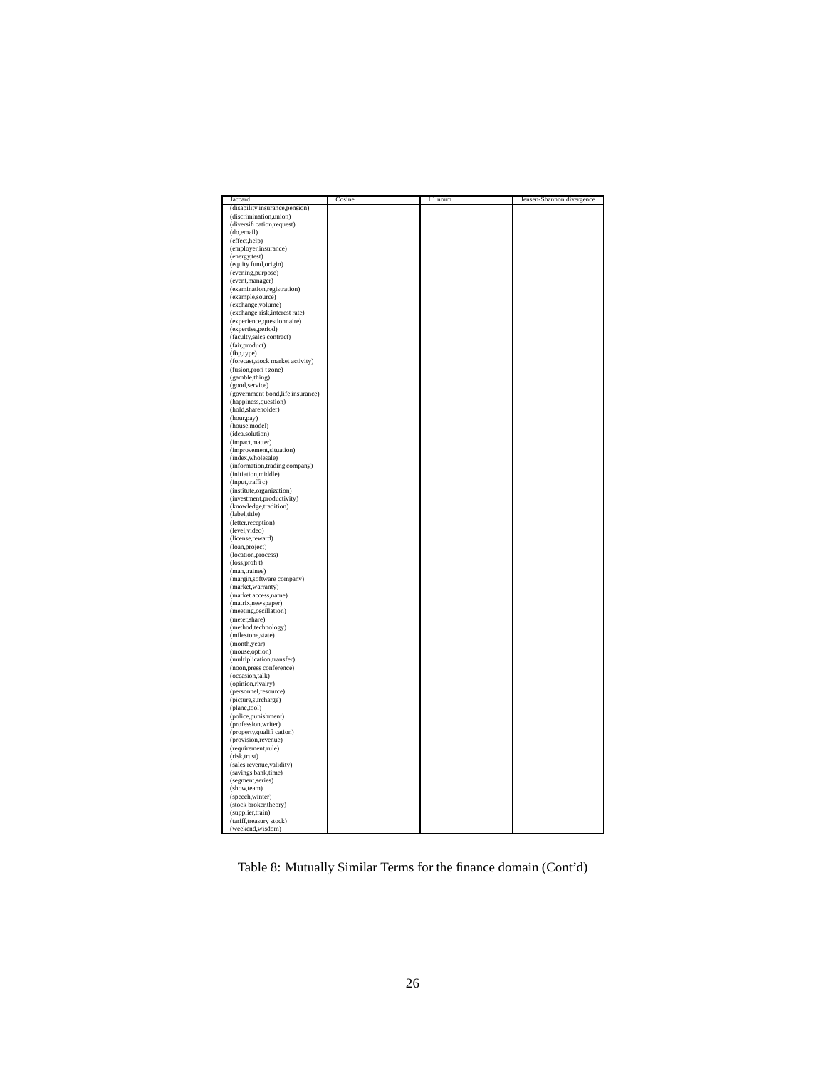| Jaccard | Cosine | L1 norm | Jensen-Shannon divergence |
|---|---|---|---|
| (disability insurance,pension) | | | |
| (discrimination,union) | | | |
| (diversifi cation,request) | | | |
| (do,email) | | | |
| (effect,help) | | | |
| (employer,insurance) | | | |
| (energy,test) | | | |
| (equity fund,origin) | | | |
| (evening,purpose) | | | |
| (event,manager) | | | |
| (examination,registration) | | | |
| (example,source) | | | |
| (exchange,volume) | | | |
| (exchange risk,interest rate) | | | |
| (experience,questionnaire) | | | |
| (expertise,period) | | | |
| (faculty,sales contract) | | | |
| (fair,product) | | | |
| (fbp,type) | | | |
| (forecast,stock market activity) | | | |
| (fusion,profi t zone) | | | |
| (gamble,thing) | | | |
| (good,service) | | | |
| (government bond,life insurance) | | | |
| (happiness,question) | | | |
| (hold,shareholder) | | | |
| (hour,pay) | | | |
| (house,model) | | | |
| (idea,solution) | | | |
| (impact,matter) | | | |
| (improvement,situation) | | | |
| (index,wholesale) | | | |
| (information,trading company) | | | |
| (initiation,middle) | | | |
| (input,traffi c) | | | |
| (institute,organization) | | | |
| (investment,productivity) | | | |
| (knowledge,tradition) | | | |
| (label,title) | | | |
| (letter,reception) | | | |
| (level,video) | | | |
| (license,reward) | | | |
| (loan,project) | | | |
| (location,process) | | | |
| (loss,profi t) | | | |
| (man,trainee) | | | |
| (margin,software company) | | | |
| (market,warranty) | | | |
| (market access,name) | | | |
| (matrix,newspaper) | | | |
| (meeting,oscillation) | | | |
| (meter,share) | | | |
| (method,technology) | | | |
| (milestone,state) | | | |
| (month,year) | | | |
| (mouse,option) | | | |
| (multiplication,transfer) | | | |
| (noon,press conference) | | | |
| (occasion,talk) | | | |
| (opinion,rivalry) | | | |
| (personnel,resource) | | | |
| (picture,surcharge) | | | |
| (plane,tool) | | | |
| (police,punishment) | | | |
| (profession,writer) | | | |
| (property,qualifi cation) | | | |
| (provision,revenue) | | | |
| (requirement,rule) | | | |
| (risk,trust) | | | |
| (sales revenue,validity) | | | |
| (savings bank,time) | | | |
| (segment,series) | | | |
| (show,team) | | | |
| (speech,winter) | | | |
| (stock broker,theory) | | | |
| (supplier,train) | | | |
| (tariff,treasury stock) | | | |
| (weekend,wisdom) | | | |

Table 8: Mutually Similar Terms for the finance domain (Cont'd)